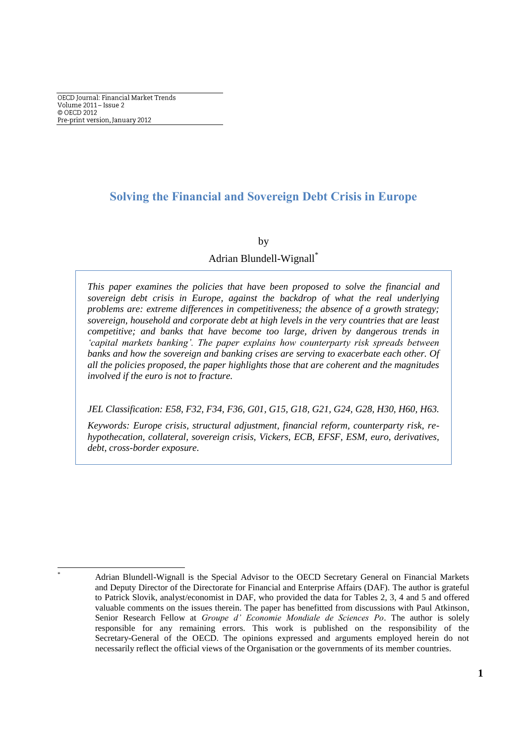OECD Journal: Financial Market Trends
Volume 2011 – Issue 2
© OECD 2012
Pre-print version, January 2012

# Solving the Financial and Sovereign Debt Crisis in Europe

by

Adrian Blundell-Wignall*

*This paper examines the policies that have been proposed to solve the financial and sovereign debt crisis in Europe, against the backdrop of what the real underlying problems are: extreme differences in competitiveness; the absence of a growth strategy; sovereign, household and corporate debt at high levels in the very countries that are least competitive; and banks that have become too large, driven by dangerous trends in 'capital markets banking'. The paper explains how counterparty risk spreads between banks and how the sovereign and banking crises are serving to exacerbate each other. Of all the policies proposed, the paper highlights those that are coherent and the magnitudes involved if the euro is not to fracture.*

*JEL Classification: E58, F32, F34, F36, G01, G15, G18, G21, G24, G28, H30, H60, H63.*

*Keywords: Europe crisis, structural adjustment, financial reform, counterparty risk, re-hypothecation, collateral, sovereign crisis, Vickers, ECB, EFSF, ESM, euro, derivatives, debt, cross-border exposure.*

---

\* Adrian Blundell-Wignall is the Special Advisor to the OECD Secretary General on Financial Markets and Deputy Director of the Directorate for Financial and Enterprise Affairs (DAF). The author is grateful to Patrick Slovik, analyst/economist in DAF, who provided the data for Tables 2, 3, 4 and 5 and offered valuable comments on the issues therein. The paper has benefitted from discussions with Paul Atkinson, Senior Research Fellow at *Groupe d' Economie Mondiale de Sciences Po*. The author is solely responsible for any remaining errors. This work is published on the responsibility of the Secretary-General of the OECD. The opinions expressed and arguments employed herein do not necessarily reflect the official views of the Organisation or the governments of its member countries.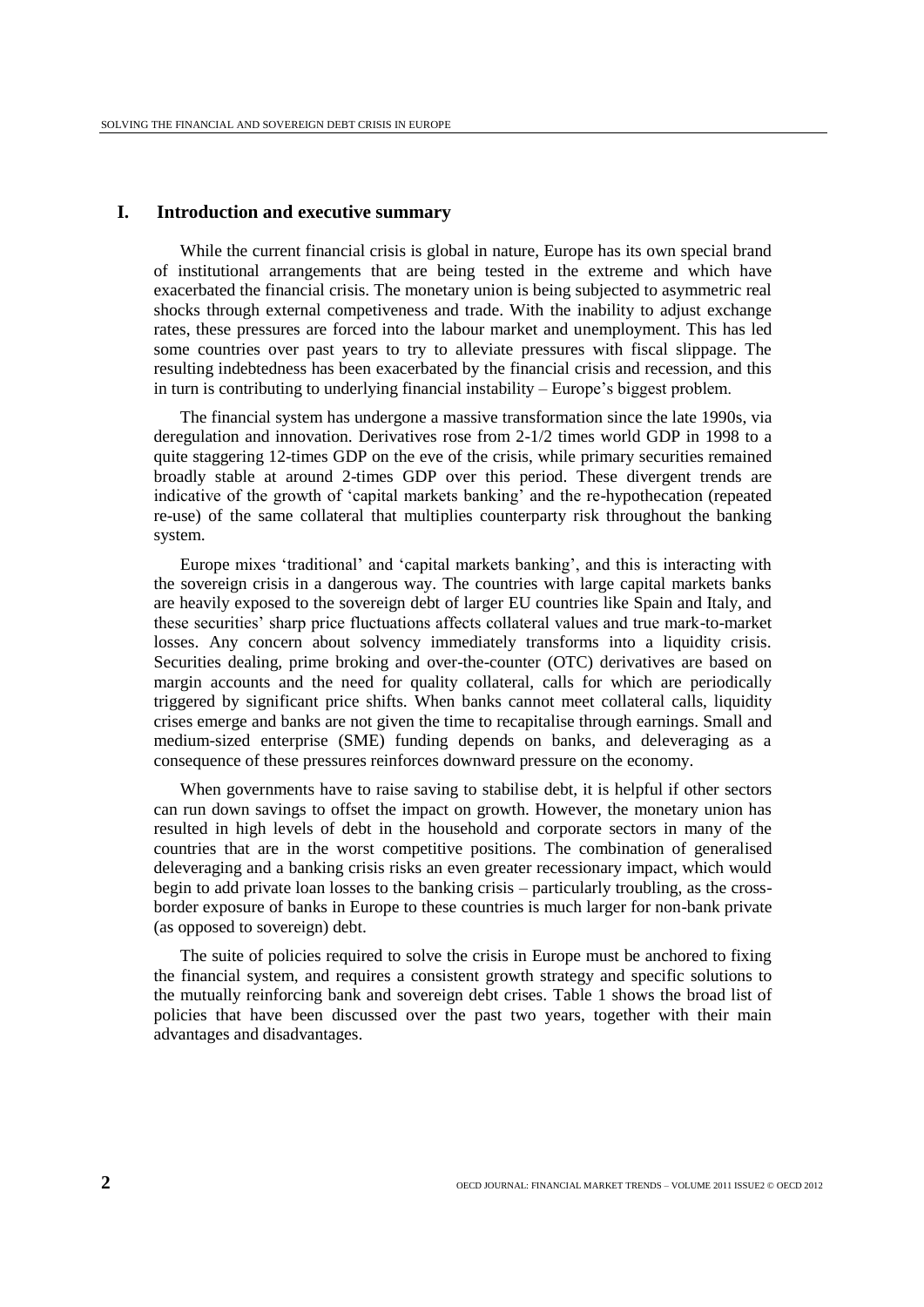## I. Introduction and executive summary

While the current financial crisis is global in nature, Europe has its own special brand of institutional arrangements that are being tested in the extreme and which have exacerbated the financial crisis. The monetary union is being subjected to asymmetric real shocks through external competiveness and trade. With the inability to adjust exchange rates, these pressures are forced into the labour market and unemployment. This has led some countries over past years to try to alleviate pressures with fiscal slippage. The resulting indebtedness has been exacerbated by the financial crisis and recession, and this in turn is contributing to underlying financial instability – Europe's biggest problem.

The financial system has undergone a massive transformation since the late 1990s, via deregulation and innovation. Derivatives rose from 2-1/2 times world GDP in 1998 to a quite staggering 12-times GDP on the eve of the crisis, while primary securities remained broadly stable at around 2-times GDP over this period. These divergent trends are indicative of the growth of 'capital markets banking' and the re-hypothecation (repeated re-use) of the same collateral that multiplies counterparty risk throughout the banking system.

Europe mixes 'traditional' and 'capital markets banking', and this is interacting with the sovereign crisis in a dangerous way. The countries with large capital markets banks are heavily exposed to the sovereign debt of larger EU countries like Spain and Italy, and these securities' sharp price fluctuations affects collateral values and true mark-to-market losses. Any concern about solvency immediately transforms into a liquidity crisis. Securities dealing, prime broking and over-the-counter (OTC) derivatives are based on margin accounts and the need for quality collateral, calls for which are periodically triggered by significant price shifts. When banks cannot meet collateral calls, liquidity crises emerge and banks are not given the time to recapitalise through earnings. Small and medium-sized enterprise (SME) funding depends on banks, and deleveraging as a consequence of these pressures reinforces downward pressure on the economy.

When governments have to raise saving to stabilise debt, it is helpful if other sectors can run down savings to offset the impact on growth. However, the monetary union has resulted in high levels of debt in the household and corporate sectors in many of the countries that are in the worst competitive positions. The combination of generalised deleveraging and a banking crisis risks an even greater recessionary impact, which would begin to add private loan losses to the banking crisis – particularly troubling, as the cross-border exposure of banks in Europe to these countries is much larger for non-bank private (as opposed to sovereign) debt.

The suite of policies required to solve the crisis in Europe must be anchored to fixing the financial system, and requires a consistent growth strategy and specific solutions to the mutually reinforcing bank and sovereign debt crises. Table 1 shows the broad list of policies that have been discussed over the past two years, together with their main advantages and disadvantages.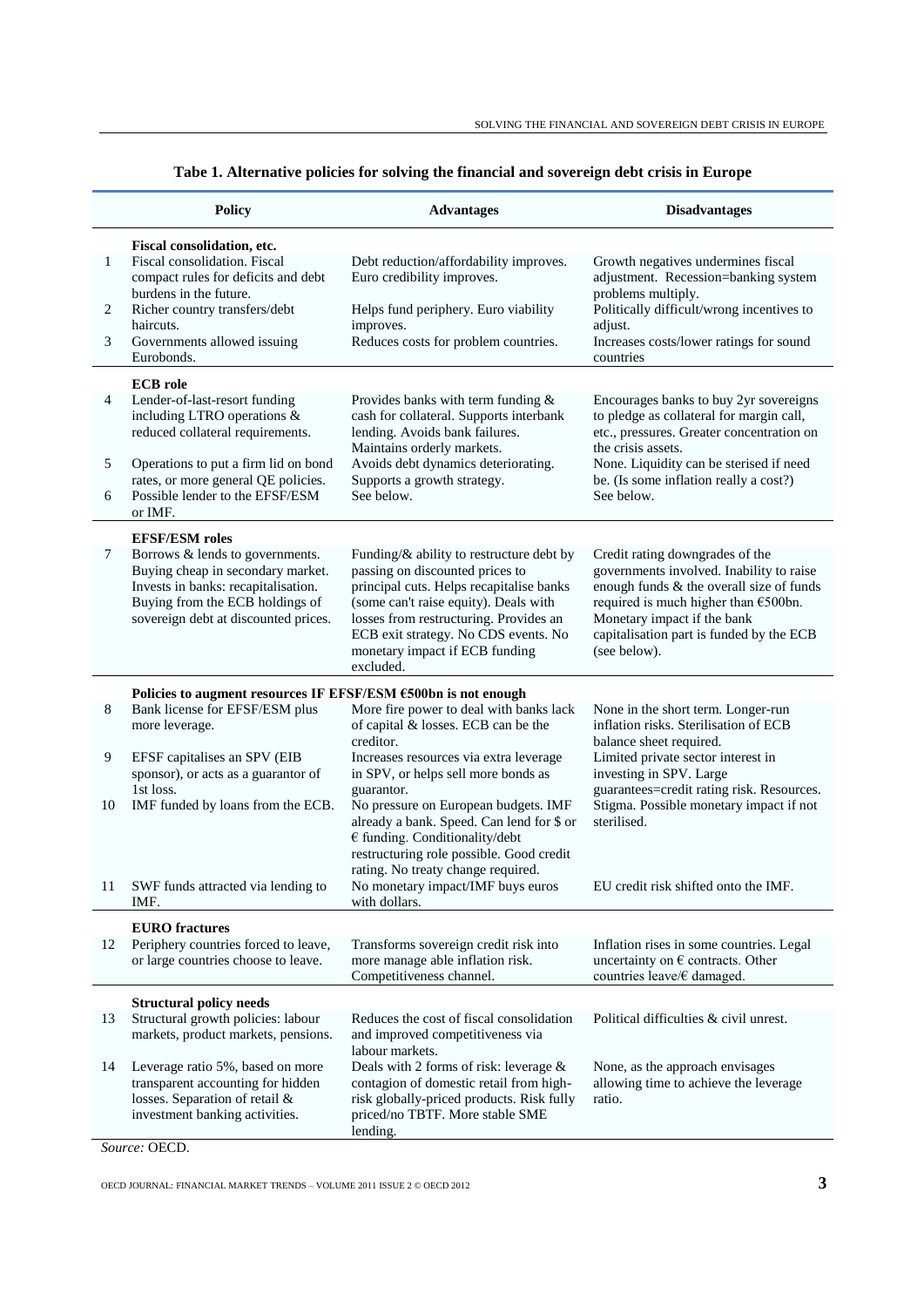**Tabe 1. Alternative policies for solving the financial and sovereign debt crisis in Europe**

| | Policy | Advantages | Disadvantages |
|---|---|---|---|
| | **Fiscal consolidation, etc.** | | |
| 1 | Fiscal consolidation. Fiscal compact rules for deficits and debt burdens in the future. | Debt reduction/affordability improves. Euro credibility improves. | Growth negatives undermines fiscal adjustment. Recession=banking system problems multiply. |
| 2 | Richer country transfers/debt haircuts. | Helps fund periphery. Euro viability improves. | Politically difficult/wrong incentives to adjust. |
| 3 | Governments allowed issuing Eurobonds. | Reduces costs for problem countries. | Increases costs/lower ratings for sound countries |
| | **ECB role** | | |
| 4 | Lender-of-last-resort funding including LTRO operations & reduced collateral requirements. | Provides banks with term funding & cash for collateral. Supports interbank lending. Avoids bank failures. Maintains orderly markets. | Encourages banks to buy 2yr sovereigns to pledge as collateral for margin call, etc., pressures. Greater concentration on the crisis assets. |
| 5 | Operations to put a firm lid on bond rates, or more general QE policies. | Avoids debt dynamics deteriorating. Supports a growth strategy. | None. Liquidity can be sterised if need be. (Is some inflation really a cost?) |
| 6 | Possible lender to the EFSF/ESM or IMF. | See below. | See below. |
| | **EFSF/ESM roles** | | |
| 7 | Borrows & lends to governments. Buying cheap in secondary market. Invests in banks: recapitalisation. Buying from the ECB holdings of sovereign debt at discounted prices. | Funding/& ability to restructure debt by passing on discounted prices to principal cuts. Helps recapitalise banks (some can't raise equity). Deals with losses from restructuring. Provides an ECB exit strategy. No CDS events. No monetary impact if ECB funding excluded. | Credit rating downgrades of the governments involved. Inability to raise enough funds & the overall size of funds required is much higher than €500bn. Monetary impact if the bank capitalisation part is funded by the ECB (see below). |
| | **Policies to augment resources IF EFSF/ESM €500bn is not enough** | | |
| 8 | Bank license for EFSF/ESM plus more leverage. | More fire power to deal with banks lack of capital & losses. ECB can be the creditor. | None in the short term. Longer-run inflation risks. Sterilisation of ECB balance sheet required. |
| 9 | EFSF capitalises an SPV (EIB sponsor), or acts as a guarantor of 1st loss. | Increases resources via extra leverage in SPV, or helps sell more bonds as guarantor. | Limited private sector interest in investing in SPV. Large guarantees=credit rating risk. Resources. |
| 10 | IMF funded by loans from the ECB. | No pressure on European budgets. IMF already a bank. Speed. Can lend for $ or € funding. Conditionality/debt restructuring role possible. Good credit rating. No treaty change required. | Stigma. Possible monetary impact if not sterilised. |
| 11 | SWF funds attracted via lending to IMF. | No monetary impact/IMF buys euros with dollars. | EU credit risk shifted onto the IMF. |
| | **EURO fractures** | | |
| 12 | Periphery countries forced to leave, or large countries choose to leave. | Transforms sovereign credit risk into more manage able inflation risk. Competitiveness channel. | Inflation rises in some countries. Legal uncertainty on € contracts. Other countries leave/€ damaged. |
| | **Structural policy needs** | | |
| 13 | Structural growth policies: labour markets, product markets, pensions. | Reduces the cost of fiscal consolidation and improved competitiveness via labour markets. | Political difficulties & civil unrest. |
| 14 | Leverage ratio 5%, based on more transparent accounting for hidden losses. Separation of retail & investment banking activities. | Deals with 2 forms of risk: leverage & contagion of domestic retail from high-risk globally-priced products. Risk fully priced/no TBTF. More stable SME lending. | None, as the approach envisages allowing time to achieve the leverage ratio. |

*Source:* OECD.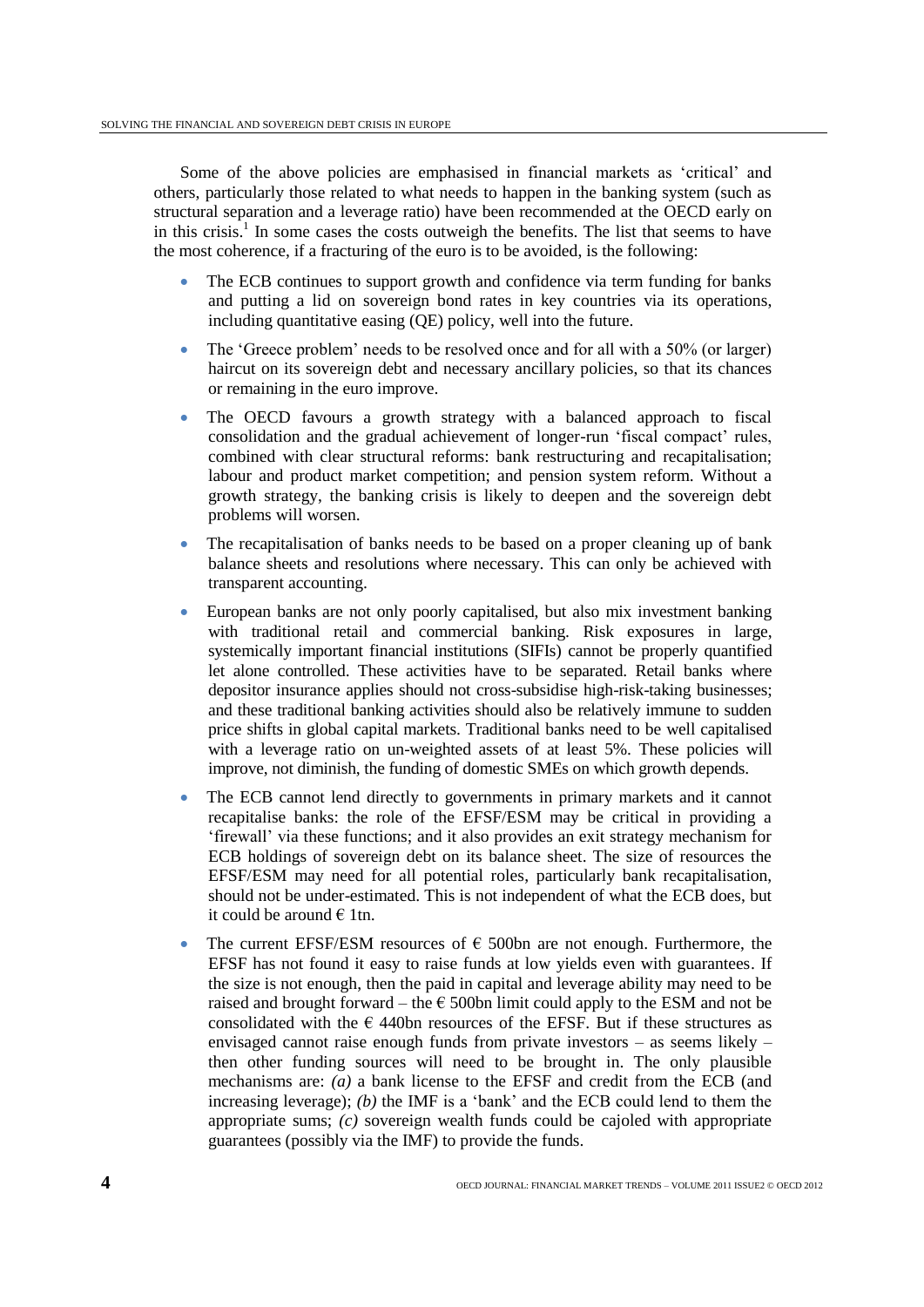Some of the above policies are emphasised in financial markets as 'critical' and others, particularly those related to what needs to happen in the banking system (such as structural separation and a leverage ratio) have been recommended at the OECD early on in this crisis.[1] In some cases the costs outweigh the benefits. The list that seems to have the most coherence, if a fracturing of the euro is to be avoided, is the following:

- The ECB continues to support growth and confidence via term funding for banks and putting a lid on sovereign bond rates in key countries via its operations, including quantitative easing (QE) policy, well into the future.
- The 'Greece problem' needs to be resolved once and for all with a 50% (or larger) haircut on its sovereign debt and necessary ancillary policies, so that its chances or remaining in the euro improve.
- The OECD favours a growth strategy with a balanced approach to fiscal consolidation and the gradual achievement of longer-run 'fiscal compact' rules, combined with clear structural reforms: bank restructuring and recapitalisation; labour and product market competition; and pension system reform. Without a growth strategy, the banking crisis is likely to deepen and the sovereign debt problems will worsen.
- The recapitalisation of banks needs to be based on a proper cleaning up of bank balance sheets and resolutions where necessary. This can only be achieved with transparent accounting.
- European banks are not only poorly capitalised, but also mix investment banking with traditional retail and commercial banking. Risk exposures in large, systemically important financial institutions (SIFIs) cannot be properly quantified let alone controlled. These activities have to be separated. Retail banks where depositor insurance applies should not cross-subsidise high-risk-taking businesses; and these traditional banking activities should also be relatively immune to sudden price shifts in global capital markets. Traditional banks need to be well capitalised with a leverage ratio on un-weighted assets of at least 5%. These policies will improve, not diminish, the funding of domestic SMEs on which growth depends.
- The ECB cannot lend directly to governments in primary markets and it cannot recapitalise banks: the role of the EFSF/ESM may be critical in providing a 'firewall' via these functions; and it also provides an exit strategy mechanism for ECB holdings of sovereign debt on its balance sheet. The size of resources the EFSF/ESM may need for all potential roles, particularly bank recapitalisation, should not be under-estimated. This is not independent of what the ECB does, but it could be around € 1tn.
- The current EFSF/ESM resources of € 500bn are not enough. Furthermore, the EFSF has not found it easy to raise funds at low yields even with guarantees. If the size is not enough, then the paid in capital and leverage ability may need to be raised and brought forward – the € 500bn limit could apply to the ESM and not be consolidated with the € 440bn resources of the EFSF. But if these structures as envisaged cannot raise enough funds from private investors – as seems likely – then other funding sources will need to be brought in. The only plausible mechanisms are: *(a)* a bank license to the EFSF and credit from the ECB (and increasing leverage); *(b)* the IMF is a 'bank' and the ECB could lend to them the appropriate sums; *(c)* sovereign wealth funds could be cajoled with appropriate guarantees (possibly via the IMF) to provide the funds.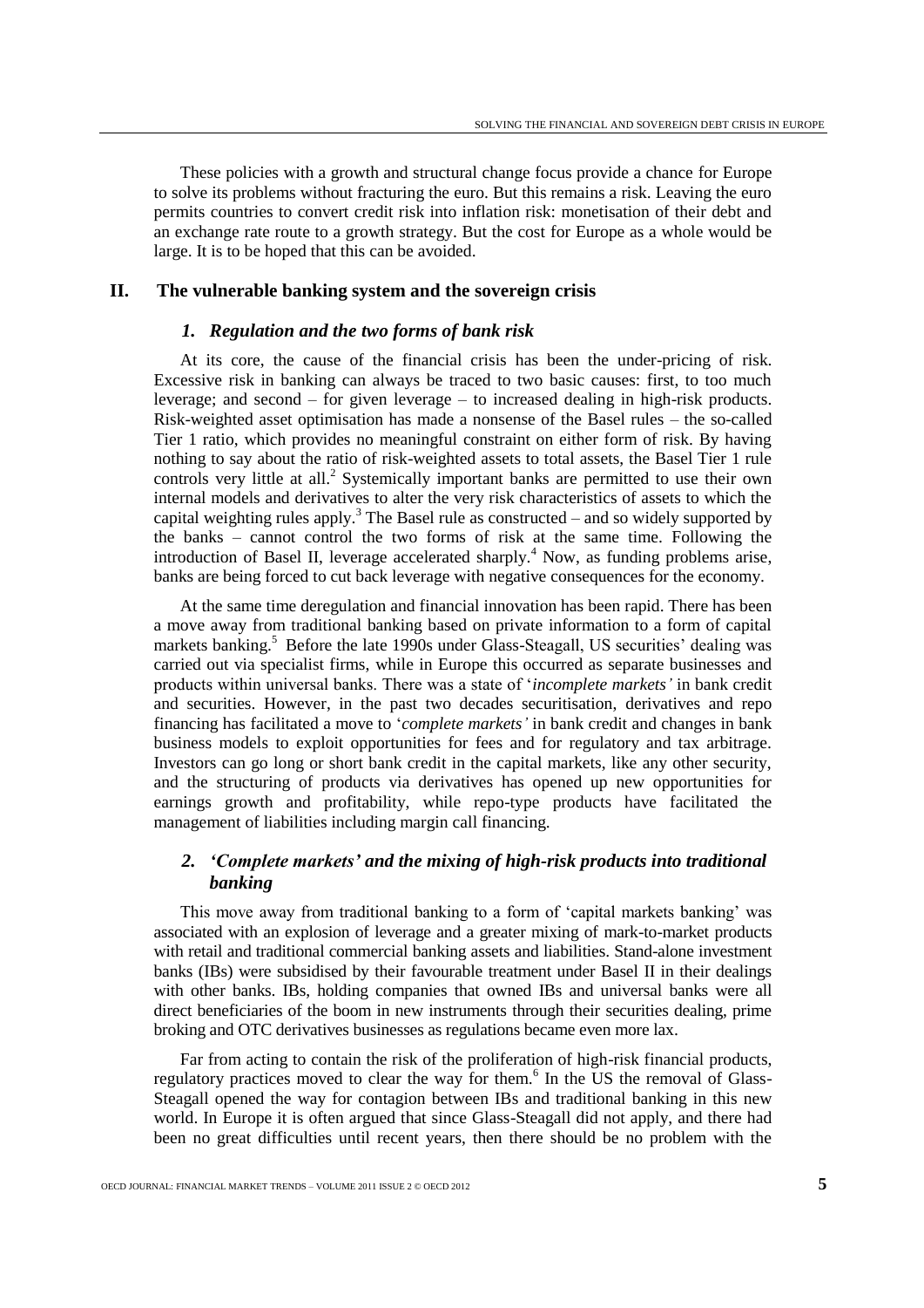These policies with a growth and structural change focus provide a chance for Europe to solve its problems without fracturing the euro. But this remains a risk. Leaving the euro permits countries to convert credit risk into inflation risk: monetisation of their debt and an exchange rate route to a growth strategy. But the cost for Europe as a whole would be large. It is to be hoped that this can be avoided.

## II. The vulnerable banking system and the sovereign crisis

### *1. Regulation and the two forms of bank risk*

At its core, the cause of the financial crisis has been the under-pricing of risk. Excessive risk in banking can always be traced to two basic causes: first, to too much leverage; and second – for given leverage – to increased dealing in high-risk products. Risk-weighted asset optimisation has made a nonsense of the Basel rules – the so-called Tier 1 ratio, which provides no meaningful constraint on either form of risk. By having nothing to say about the ratio of risk-weighted assets to total assets, the Basel Tier 1 rule controls very little at all.[2] Systemically important banks are permitted to use their own internal models and derivatives to alter the very risk characteristics of assets to which the capital weighting rules apply.[3] The Basel rule as constructed – and so widely supported by the banks – cannot control the two forms of risk at the same time. Following the introduction of Basel II, leverage accelerated sharply.[4] Now, as funding problems arise, banks are being forced to cut back leverage with negative consequences for the economy.

At the same time deregulation and financial innovation has been rapid. There has been a move away from traditional banking based on private information to a form of capital markets banking.[5] Before the late 1990s under Glass-Steagall, US securities' dealing was carried out via specialist firms, while in Europe this occurred as separate businesses and products within universal banks. There was a state of '*incomplete markets'* in bank credit and securities. However, in the past two decades securitisation, derivatives and repo financing has facilitated a move to '*complete markets'* in bank credit and changes in bank business models to exploit opportunities for fees and for regulatory and tax arbitrage. Investors can go long or short bank credit in the capital markets, like any other security, and the structuring of products via derivatives has opened up new opportunities for earnings growth and profitability, while repo-type products have facilitated the management of liabilities including margin call financing.

### *2. 'Complete markets' and the mixing of high-risk products into traditional banking*

This move away from traditional banking to a form of 'capital markets banking' was associated with an explosion of leverage and a greater mixing of mark-to-market products with retail and traditional commercial banking assets and liabilities. Stand-alone investment banks (IBs) were subsidised by their favourable treatment under Basel II in their dealings with other banks. IBs, holding companies that owned IBs and universal banks were all direct beneficiaries of the boom in new instruments through their securities dealing, prime broking and OTC derivatives businesses as regulations became even more lax.

Far from acting to contain the risk of the proliferation of high-risk financial products, regulatory practices moved to clear the way for them.[6] In the US the removal of Glass-Steagall opened the way for contagion between IBs and traditional banking in this new world. In Europe it is often argued that since Glass-Steagall did not apply, and there had been no great difficulties until recent years, then there should be no problem with the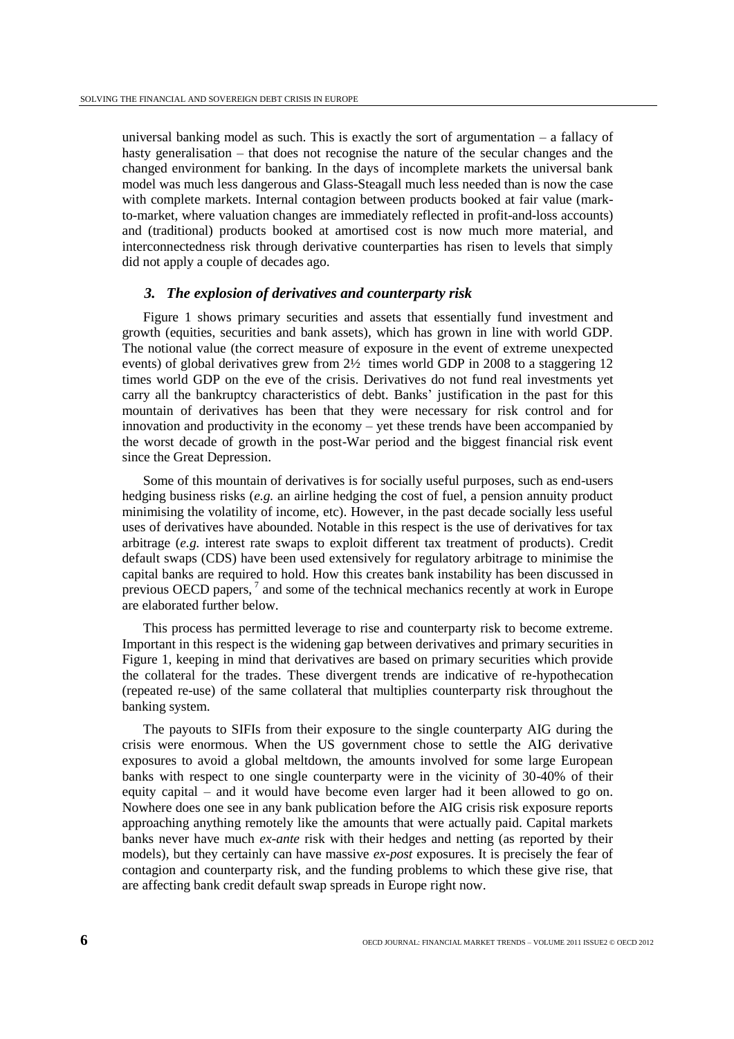universal banking model as such. This is exactly the sort of argumentation – a fallacy of hasty generalisation – that does not recognise the nature of the secular changes and the changed environment for banking. In the days of incomplete markets the universal bank model was much less dangerous and Glass-Steagall much less needed than is now the case with complete markets. Internal contagion between products booked at fair value (mark-to-market, where valuation changes are immediately reflected in profit-and-loss accounts) and (traditional) products booked at amortised cost is now much more material, and interconnectedness risk through derivative counterparties has risen to levels that simply did not apply a couple of decades ago.

### *3. The explosion of derivatives and counterparty risk*

Figure 1 shows primary securities and assets that essentially fund investment and growth (equities, securities and bank assets), which has grown in line with world GDP. The notional value (the correct measure of exposure in the event of extreme unexpected events) of global derivatives grew from 2½ times world GDP in 2008 to a staggering 12 times world GDP on the eve of the crisis. Derivatives do not fund real investments yet carry all the bankruptcy characteristics of debt. Banks' justification in the past for this mountain of derivatives has been that they were necessary for risk control and for innovation and productivity in the economy – yet these trends have been accompanied by the worst decade of growth in the post-War period and the biggest financial risk event since the Great Depression.

Some of this mountain of derivatives is for socially useful purposes, such as end-users hedging business risks (*e.g.* an airline hedging the cost of fuel, a pension annuity product minimising the volatility of income, etc). However, in the past decade socially less useful uses of derivatives have abounded. Notable in this respect is the use of derivatives for tax arbitrage (*e.g.* interest rate swaps to exploit different tax treatment of products). Credit default swaps (CDS) have been used extensively for regulatory arbitrage to minimise the capital banks are required to hold. How this creates bank instability has been discussed in previous OECD papers, [7] and some of the technical mechanics recently at work in Europe are elaborated further below.

This process has permitted leverage to rise and counterparty risk to become extreme. Important in this respect is the widening gap between derivatives and primary securities in Figure 1, keeping in mind that derivatives are based on primary securities which provide the collateral for the trades. These divergent trends are indicative of re-hypothecation (repeated re-use) of the same collateral that multiplies counterparty risk throughout the banking system.

The payouts to SIFIs from their exposure to the single counterparty AIG during the crisis were enormous. When the US government chose to settle the AIG derivative exposures to avoid a global meltdown, the amounts involved for some large European banks with respect to one single counterparty were in the vicinity of 30-40% of their equity capital – and it would have become even larger had it been allowed to go on. Nowhere does one see in any bank publication before the AIG crisis risk exposure reports approaching anything remotely like the amounts that were actually paid. Capital markets banks never have much *ex-ante* risk with their hedges and netting (as reported by their models), but they certainly can have massive *ex-post* exposures. It is precisely the fear of contagion and counterparty risk, and the funding problems to which these give rise, that are affecting bank credit default swap spreads in Europe right now.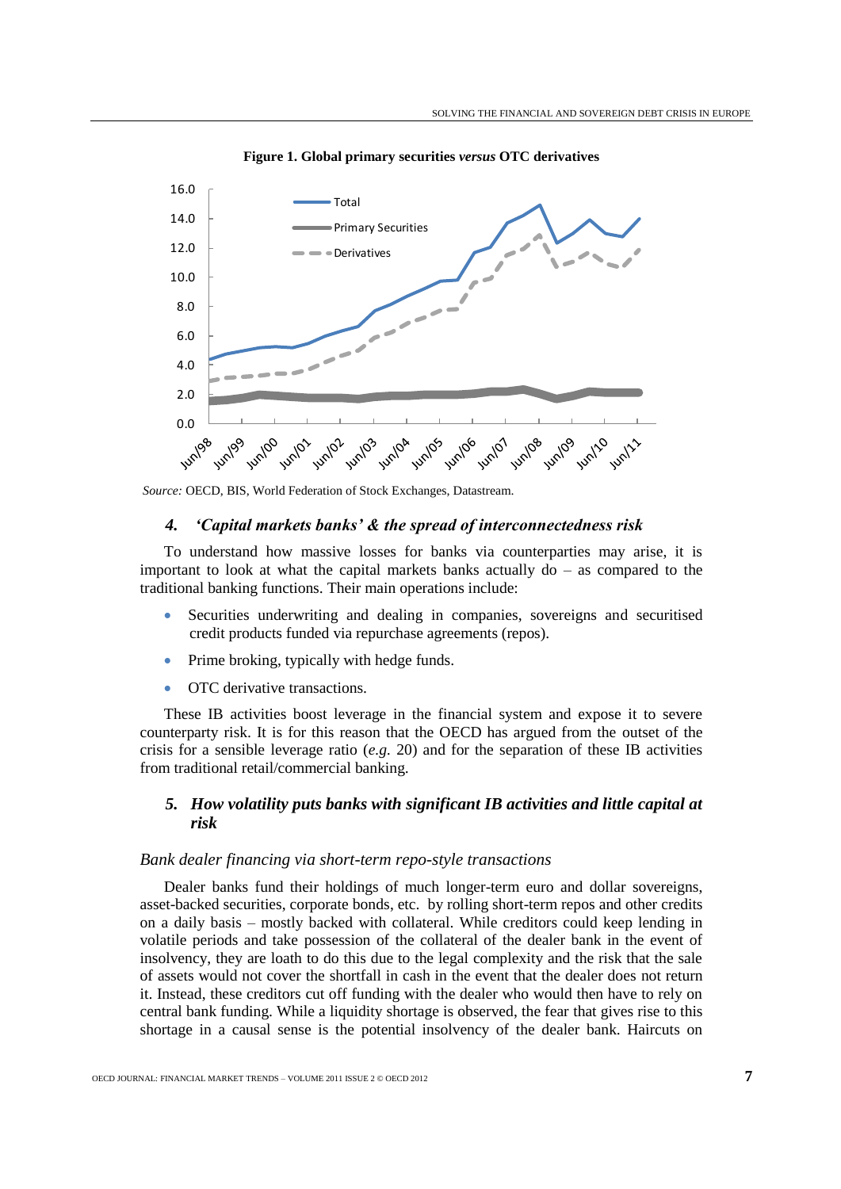**Figure 1. Global primary securities *versus* OTC derivatives**

*Source:* OECD, BIS, World Federation of Stock Exchanges, Datastream.

### 4. *'Capital markets banks' & the spread of interconnectedness risk*

To understand how massive losses for banks via counterparties may arise, it is important to look at what the capital markets banks actually do – as compared to the traditional banking functions. Their main operations include:

- Securities underwriting and dealing in companies, sovereigns and securitised credit products funded via repurchase agreements (repos).
- Prime broking, typically with hedge funds.
- OTC derivative transactions.

These IB activities boost leverage in the financial system and expose it to severe counterparty risk. It is for this reason that the OECD has argued from the outset of the crisis for a sensible leverage ratio (*e.g.* 20) and for the separation of these IB activities from traditional retail/commercial banking.

### 5. *How volatility puts banks with significant IB activities and little capital at risk*

*Bank dealer financing via short-term repo-style transactions*

Dealer banks fund their holdings of much longer-term euro and dollar sovereigns, asset-backed securities, corporate bonds, etc. by rolling short-term repos and other credits on a daily basis – mostly backed with collateral. While creditors could keep lending in volatile periods and take possession of the collateral of the dealer bank in the event of insolvency, they are loath to do this due to the legal complexity and the risk that the sale of assets would not cover the shortfall in cash in the event that the dealer does not return it. Instead, these creditors cut off funding with the dealer who would then have to rely on central bank funding. While a liquidity shortage is observed, the fear that gives rise to this shortage in a causal sense is the potential insolvency of the dealer bank. Haircuts on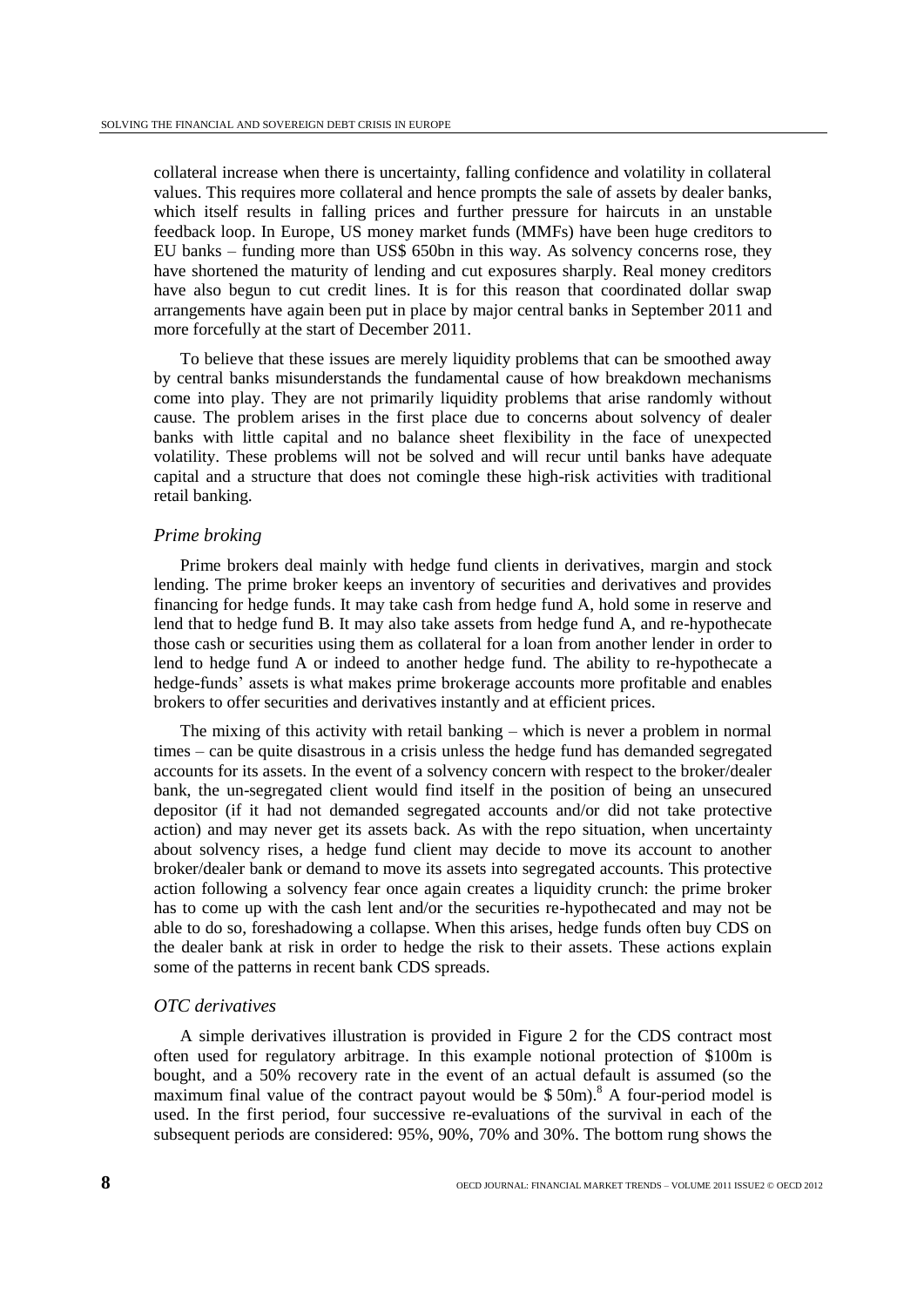collateral increase when there is uncertainty, falling confidence and volatility in collateral values. This requires more collateral and hence prompts the sale of assets by dealer banks, which itself results in falling prices and further pressure for haircuts in an unstable feedback loop. In Europe, US money market funds (MMFs) have been huge creditors to EU banks – funding more than US$ 650bn in this way. As solvency concerns rose, they have shortened the maturity of lending and cut exposures sharply. Real money creditors have also begun to cut credit lines. It is for this reason that coordinated dollar swap arrangements have again been put in place by major central banks in September 2011 and more forcefully at the start of December 2011.

To believe that these issues are merely liquidity problems that can be smoothed away by central banks misunderstands the fundamental cause of how breakdown mechanisms come into play. They are not primarily liquidity problems that arise randomly without cause. The problem arises in the first place due to concerns about solvency of dealer banks with little capital and no balance sheet flexibility in the face of unexpected volatility. These problems will not be solved and will recur until banks have adequate capital and a structure that does not comingle these high-risk activities with traditional retail banking.

### *Prime broking*

Prime brokers deal mainly with hedge fund clients in derivatives, margin and stock lending. The prime broker keeps an inventory of securities and derivatives and provides financing for hedge funds. It may take cash from hedge fund A, hold some in reserve and lend that to hedge fund B. It may also take assets from hedge fund A, and re-hypothecate those cash or securities using them as collateral for a loan from another lender in order to lend to hedge fund A or indeed to another hedge fund. The ability to re-hypothecate a hedge-funds' assets is what makes prime brokerage accounts more profitable and enables brokers to offer securities and derivatives instantly and at efficient prices.

The mixing of this activity with retail banking – which is never a problem in normal times – can be quite disastrous in a crisis unless the hedge fund has demanded segregated accounts for its assets. In the event of a solvency concern with respect to the broker/dealer bank, the un-segregated client would find itself in the position of being an unsecured depositor (if it had not demanded segregated accounts and/or did not take protective action) and may never get its assets back. As with the repo situation, when uncertainty about solvency rises, a hedge fund client may decide to move its account to another broker/dealer bank or demand to move its assets into segregated accounts. This protective action following a solvency fear once again creates a liquidity crunch: the prime broker has to come up with the cash lent and/or the securities re-hypothecated and may not be able to do so, foreshadowing a collapse. When this arises, hedge funds often buy CDS on the dealer bank at risk in order to hedge the risk to their assets. These actions explain some of the patterns in recent bank CDS spreads.

### *OTC derivatives*

A simple derivatives illustration is provided in Figure 2 for the CDS contract most often used for regulatory arbitrage. In this example notional protection of \$100m is bought, and a 50% recovery rate in the event of an actual default is assumed (so the maximum final value of the contract payout would be \$ 50m).[8] A four-period model is used. In the first period, four successive re-evaluations of the survival in each of the subsequent periods are considered: 95%, 90%, 70% and 30%. The bottom rung shows the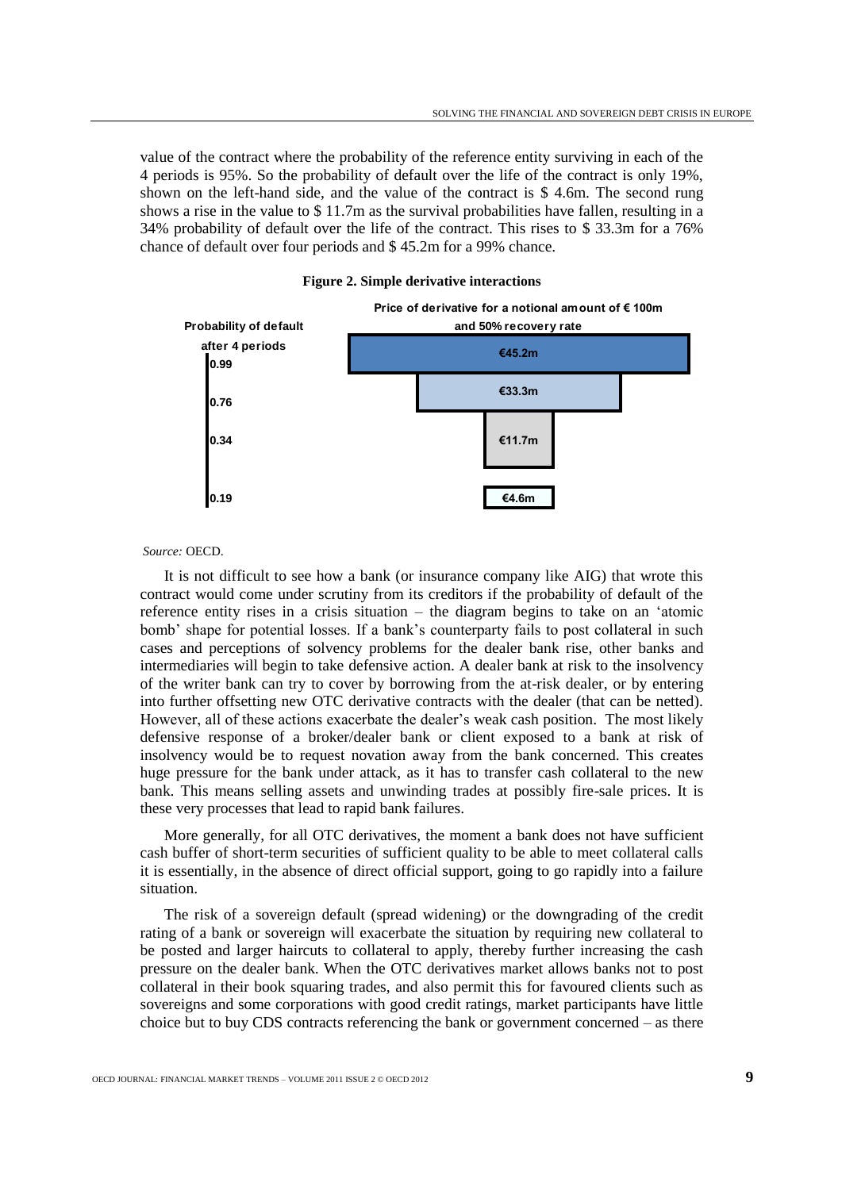value of the contract where the probability of the reference entity surviving in each of the 4 periods is 95%. So the probability of default over the life of the contract is only 19%, shown on the left-hand side, and the value of the contract is \$ 4.6m. The second rung shows a rise in the value to \$ 11.7m as the survival probabilities have fallen, resulting in a 34% probability of default over the life of the contract. This rises to \$ 33.3m for a 76% chance of default over four periods and \$ 45.2m for a 99% chance.

**Figure 2. Simple derivative interactions**

| Probability of default after 4 periods | Price of derivative for a notional amount of € 100m and 50% recovery rate |
|---|---|
| 0.99 | €45.2m |
| 0.76 | €33.3m |
| 0.34 | €11.7m |
| 0.19 | €4.6m |

*Source:* OECD.

It is not difficult to see how a bank (or insurance company like AIG) that wrote this contract would come under scrutiny from its creditors if the probability of default of the reference entity rises in a crisis situation – the diagram begins to take on an 'atomic bomb' shape for potential losses. If a bank's counterparty fails to post collateral in such cases and perceptions of solvency problems for the dealer bank rise, other banks and intermediaries will begin to take defensive action. A dealer bank at risk to the insolvency of the writer bank can try to cover by borrowing from the at-risk dealer, or by entering into further offsetting new OTC derivative contracts with the dealer (that can be netted). However, all of these actions exacerbate the dealer's weak cash position. The most likely defensive response of a broker/dealer bank or client exposed to a bank at risk of insolvency would be to request novation away from the bank concerned. This creates huge pressure for the bank under attack, as it has to transfer cash collateral to the new bank. This means selling assets and unwinding trades at possibly fire-sale prices. It is these very processes that lead to rapid bank failures.

More generally, for all OTC derivatives, the moment a bank does not have sufficient cash buffer of short-term securities of sufficient quality to be able to meet collateral calls it is essentially, in the absence of direct official support, going to go rapidly into a failure situation.

The risk of a sovereign default (spread widening) or the downgrading of the credit rating of a bank or sovereign will exacerbate the situation by requiring new collateral to be posted and larger haircuts to collateral to apply, thereby further increasing the cash pressure on the dealer bank. When the OTC derivatives market allows banks not to post collateral in their book squaring trades, and also permit this for favoured clients such as sovereigns and some corporations with good credit ratings, market participants have little choice but to buy CDS contracts referencing the bank or government concerned – as there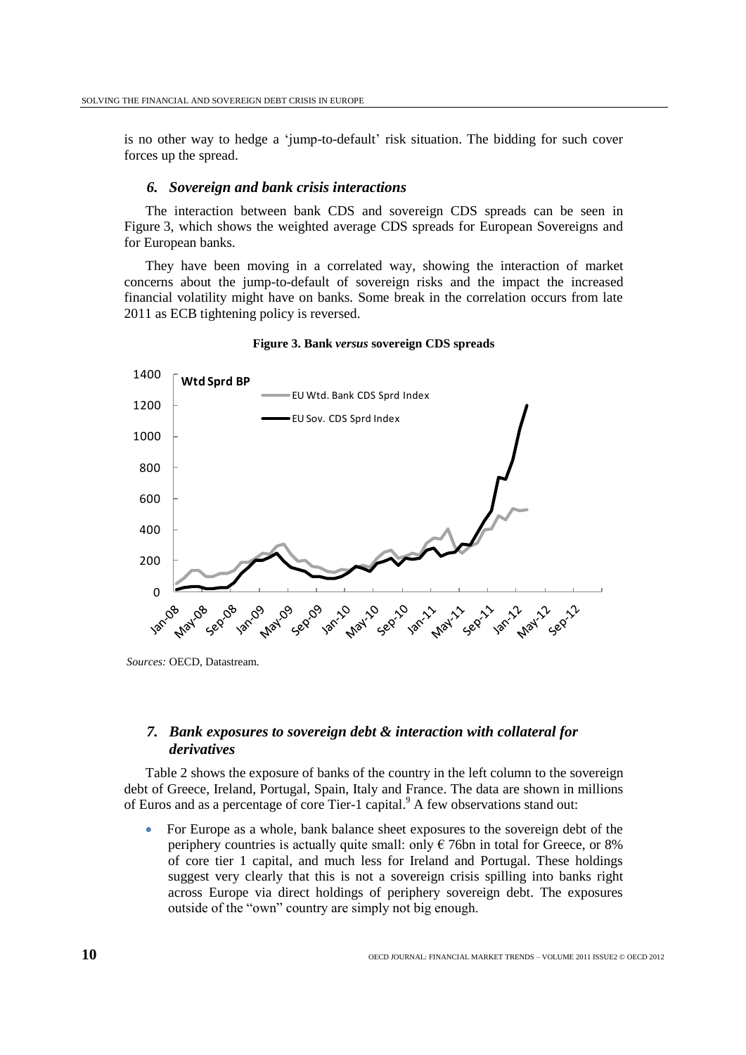is no other way to hedge a 'jump-to-default' risk situation. The bidding for such cover forces up the spread.

### *6. Sovereign and bank crisis interactions*

The interaction between bank CDS and sovereign CDS spreads can be seen in Figure 3, which shows the weighted average CDS spreads for European Sovereigns and for European banks.

They have been moving in a correlated way, showing the interaction of market concerns about the jump-to-default of sovereign risks and the impact the increased financial volatility might have on banks. Some break in the correlation occurs from late 2011 as ECB tightening policy is reversed.

**Figure 3. Bank *versus* sovereign CDS spreads**

*Sources:* OECD, Datastream.

### *7. Bank exposures to sovereign debt & interaction with collateral for derivatives*

Table 2 shows the exposure of banks of the country in the left column to the sovereign debt of Greece, Ireland, Portugal, Spain, Italy and France. The data are shown in millions of Euros and as a percentage of core Tier-1 capital.[9] A few observations stand out:

- For Europe as a whole, bank balance sheet exposures to the sovereign debt of the periphery countries is actually quite small: only € 76bn in total for Greece, or 8% of core tier 1 capital, and much less for Ireland and Portugal. These holdings suggest very clearly that this is not a sovereign crisis spilling into banks right across Europe via direct holdings of periphery sovereign debt. The exposures outside of the "own" country are simply not big enough.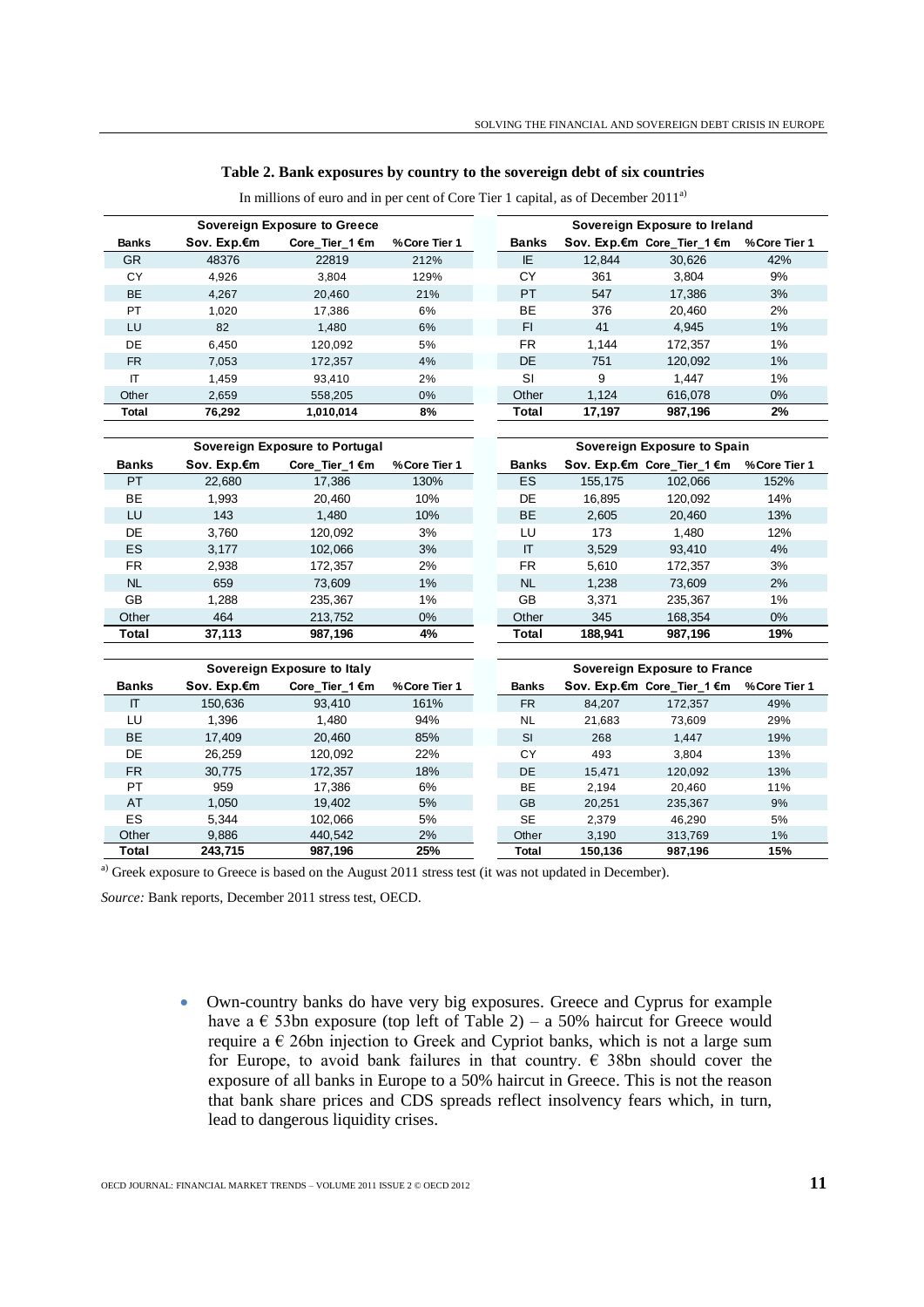**Table 2. Bank exposures by country to the sovereign debt of six countries**

In millions of euro and in per cent of Core Tier 1 capital, as of December 2011[a)]

| Sovereign Exposure to Greece | | | |
|---|---|---|---|
| **Banks** | **Sov. Exp.€m** | **Core_Tier_1 €m** | **%Core Tier 1** |
| GR | 48376 | 22819 | 212% |
| CY | 4,926 | 3,804 | 129% |
| BE | 4,267 | 20,460 | 21% |
| PT | 1,020 | 17,386 | 6% |
| LU | 82 | 1,480 | 6% |
| DE | 6,450 | 120,092 | 5% |
| FR | 7,053 | 172,357 | 4% |
| IT | 1,459 | 93,410 | 2% |
| Other | 2,659 | 558,205 | 0% |
| **Total** | **76,292** | **1,010,014** | **8%** |

| Sovereign Exposure to Ireland | | | |
|---|---|---|---|
| **Banks** | **Sov. Exp.€m** | **Core_Tier_1 €m** | **%Core Tier 1** |
| IE | 12,844 | 30,626 | 42% |
| CY | 361 | 3,804 | 9% |
| PT | 547 | 17,386 | 3% |
| BE | 376 | 20,460 | 2% |
| FI | 41 | 4,945 | 1% |
| FR | 1,144 | 172,357 | 1% |
| DE | 751 | 120,092 | 1% |
| SI | 9 | 1,447 | 1% |
| Other | 1,124 | 616,078 | 0% |
| **Total** | **17,197** | **987,196** | **2%** |

| Sovereign Exposure to Portugal | | | |
|---|---|---|---|
| **Banks** | **Sov. Exp.€m** | **Core_Tier_1 €m** | **%Core Tier 1** |
| PT | 22,680 | 17,386 | 130% |
| BE | 1,993 | 20,460 | 10% |
| LU | 143 | 1,480 | 10% |
| DE | 3,760 | 120,092 | 3% |
| ES | 3,177 | 102,066 | 3% |
| FR | 2,938 | 172,357 | 2% |
| NL | 659 | 73,609 | 1% |
| GB | 1,288 | 235,367 | 1% |
| Other | 464 | 213,752 | 0% |
| **Total** | **37,113** | **987,196** | **4%** |

| Sovereign Exposure to Spain | | | |
|---|---|---|---|
| **Banks** | **Sov. Exp.€m** | **Core_Tier_1 €m** | **%Core Tier 1** |
| ES | 155,175 | 102,066 | 152% |
| DE | 16,895 | 120,092 | 14% |
| BE | 2,605 | 20,460 | 13% |
| LU | 173 | 1,480 | 12% |
| IT | 3,529 | 93,410 | 4% |
| FR | 5,610 | 172,357 | 3% |
| NL | 1,238 | 73,609 | 2% |
| GB | 3,371 | 235,367 | 1% |
| Other | 345 | 168,354 | 0% |
| **Total** | **188,941** | **987,196** | **19%** |

| Sovereign Exposure to Italy | | | |
|---|---|---|---|
| **Banks** | **Sov. Exp.€m** | **Core_Tier_1 €m** | **%Core Tier 1** |
| IT | 150,636 | 93,410 | 161% |
| LU | 1,396 | 1,480 | 94% |
| BE | 17,409 | 20,460 | 85% |
| DE | 26,259 | 120,092 | 22% |
| FR | 30,775 | 172,357 | 18% |
| PT | 959 | 17,386 | 6% |
| AT | 1,050 | 19,402 | 5% |
| ES | 5,344 | 102,066 | 5% |
| Other | 9,886 | 440,542 | 2% |
| **Total** | **243,715** | **987,196** | **25%** |

| Sovereign Exposure to France | | | |
|---|---|---|---|
| **Banks** | **Sov. Exp.€m** | **Core_Tier_1 €m** | **%Core Tier 1** |
| FR | 84,207 | 172,357 | 49% |
| NL | 21,683 | 73,609 | 29% |
| SI | 268 | 1,447 | 19% |
| CY | 493 | 3,804 | 13% |
| DE | 15,471 | 120,092 | 13% |
| BE | 2,194 | 20,460 | 11% |
| GB | 20,251 | 235,367 | 9% |
| SE | 2,379 | 46,290 | 5% |
| Other | 3,190 | 313,769 | 1% |
| **Total** | **150,136** | **987,196** | **15%** |

a) Greek exposure to Greece is based on the August 2011 stress test (it was not updated in December).

*Source:* Bank reports, December 2011 stress test, OECD.

- Own-country banks do have very big exposures. Greece and Cyprus for example have a € 53bn exposure (top left of Table 2) – a 50% haircut for Greece would require a € 26bn injection to Greek and Cypriot banks, which is not a large sum for Europe, to avoid bank failures in that country. € 38bn should cover the exposure of all banks in Europe to a 50% haircut in Greece. This is not the reason that bank share prices and CDS spreads reflect insolvency fears which, in turn, lead to dangerous liquidity crises.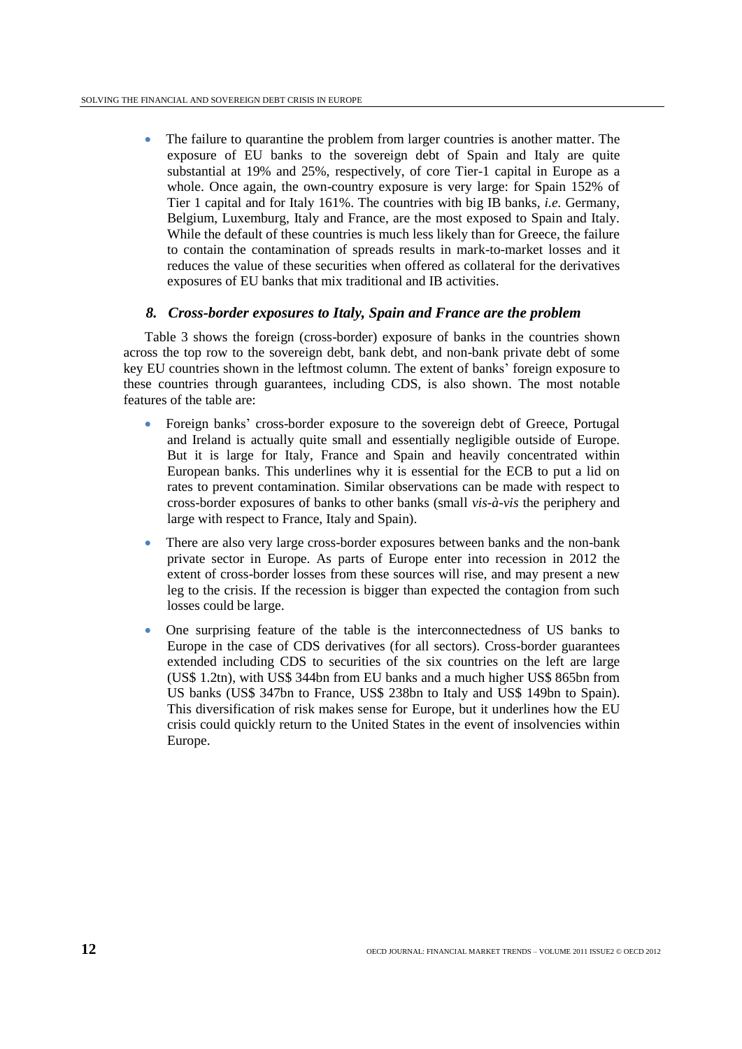- The failure to quarantine the problem from larger countries is another matter. The exposure of EU banks to the sovereign debt of Spain and Italy are quite substantial at 19% and 25%, respectively, of core Tier-1 capital in Europe as a whole. Once again, the own-country exposure is very large: for Spain 152% of Tier 1 capital and for Italy 161%. The countries with big IB banks, *i.e.* Germany, Belgium, Luxemburg, Italy and France, are the most exposed to Spain and Italy. While the default of these countries is much less likely than for Greece, the failure to contain the contamination of spreads results in mark-to-market losses and it reduces the value of these securities when offered as collateral for the derivatives exposures of EU banks that mix traditional and IB activities.

### *8. Cross-border exposures to Italy, Spain and France are the problem*

Table 3 shows the foreign (cross-border) exposure of banks in the countries shown across the top row to the sovereign debt, bank debt, and non-bank private debt of some key EU countries shown in the leftmost column. The extent of banks' foreign exposure to these countries through guarantees, including CDS, is also shown. The most notable features of the table are:

- Foreign banks' cross-border exposure to the sovereign debt of Greece, Portugal and Ireland is actually quite small and essentially negligible outside of Europe. But it is large for Italy, France and Spain and heavily concentrated within European banks. This underlines why it is essential for the ECB to put a lid on rates to prevent contamination. Similar observations can be made with respect to cross-border exposures of banks to other banks (small *vis-à-vis* the periphery and large with respect to France, Italy and Spain).
- There are also very large cross-border exposures between banks and the non-bank private sector in Europe. As parts of Europe enter into recession in 2012 the extent of cross-border losses from these sources will rise, and may present a new leg to the crisis. If the recession is bigger than expected the contagion from such losses could be large.
- One surprising feature of the table is the interconnectedness of US banks to Europe in the case of CDS derivatives (for all sectors). Cross-border guarantees extended including CDS to securities of the six countries on the left are large (US$ 1.2tn), with US$ 344bn from EU banks and a much higher US$ 865bn from US banks (US$ 347bn to France, US$ 238bn to Italy and US$ 149bn to Spain). This diversification of risk makes sense for Europe, but it underlines how the EU crisis could quickly return to the United States in the event of insolvencies within Europe.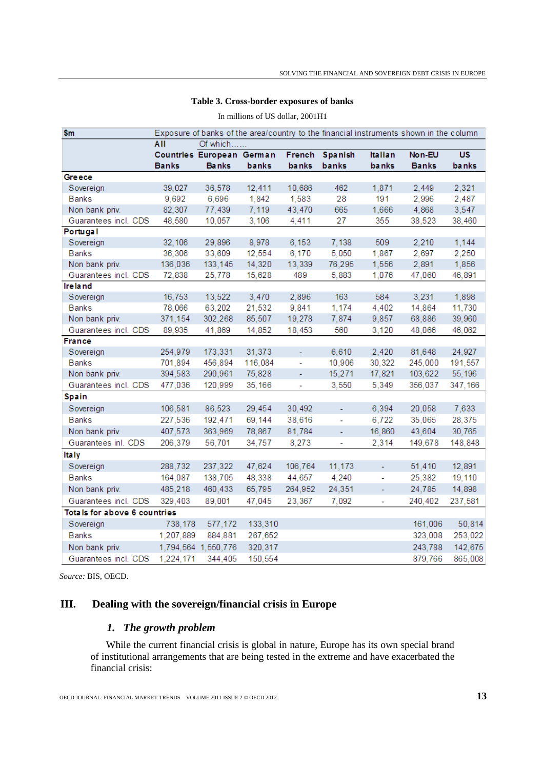**Table 3. Cross-border exposures of banks**

In millions of US dollar, 2001H1

| $m | Exposure of banks of the area/country to the financial instruments shown in the column | | | | | | | |
|---|---|---|---|---|---|---|---|---|
| | All | Of which…… | | | | | | |
| | Countries Banks | European Banks | German banks | French banks | Spanish banks | Italian banks | Non-EU Banks | US banks |
| **Greece** | | | | | | | | |
| Sovereign | 39,027 | 36,578 | 12,411 | 10,686 | 462 | 1,871 | 2,449 | 2,321 |
| Banks | 9,692 | 6,696 | 1,842 | 1,583 | 28 | 191 | 2,996 | 2,487 |
| Non bank priv. | 82,307 | 77,439 | 7,119 | 43,470 | 665 | 1,666 | 4,868 | 3,547 |
| Guarantees incl. CDS | 48,580 | 10,057 | 3,106 | 4,411 | 27 | 355 | 38,523 | 38,460 |
| **Portugal** | | | | | | | | |
| Sovereign | 32,106 | 29,896 | 8,978 | 6,153 | 7,138 | 509 | 2,210 | 1,144 |
| Banks | 36,306 | 33,609 | 12,554 | 6,170 | 5,050 | 1,867 | 2,697 | 2,250 |
| Non bank priv. | 136,036 | 133,145 | 14,320 | 13,339 | 76,295 | 1,556 | 2,891 | 1,856 |
| Guarantees incl. CDS | 72,838 | 25,778 | 15,628 | 489 | 5,883 | 1,076 | 47,060 | 46,891 |
| **Ireland** | | | | | | | | |
| Sovereign | 16,753 | 13,522 | 3,470 | 2,896 | 163 | 584 | 3,231 | 1,898 |
| Banks | 78,066 | 63,202 | 21,532 | 9,841 | 1,174 | 4,402 | 14,864 | 11,730 |
| Non bank priv. | 371,154 | 302,268 | 85,507 | 19,278 | 7,874 | 9,857 | 68,886 | 39,960 |
| Guarantees incl. CDS | 89,935 | 41,869 | 14,852 | 18,453 | 560 | 3,120 | 48,066 | 46,062 |
| **France** | | | | | | | | |
| Sovereign | 254,979 | 173,331 | 31,373 | - | 6,610 | 2,420 | 81,648 | 24,927 |
| Banks | 701,894 | 456,894 | 116,084 | - | 10,906 | 30,322 | 245,000 | 191,557 |
| Non bank priv. | 394,583 | 290,961 | 75,828 | - | 15,271 | 17,821 | 103,622 | 55,196 |
| Guarantees incl. CDS | 477,036 | 120,999 | 35,166 | - | 3,550 | 5,349 | 356,037 | 347,166 |
| **Spain** | | | | | | | | |
| Sovereign | 106,581 | 86,523 | 29,454 | 30,492 | - | 6,394 | 20,058 | 7,633 |
| Banks | 227,536 | 192,471 | 69,144 | 38,616 | - | 6,722 | 35,065 | 28,375 |
| Non bank priv. | 407,573 | 363,969 | 78,867 | 81,784 | - | 16,860 | 43,604 | 30,765 |
| Guarantees inl. CDS | 206,379 | 56,701 | 34,757 | 8,273 | - | 2,314 | 149,678 | 148,848 |
| **Italy** | | | | | | | | |
| Sovereign | 288,732 | 237,322 | 47,624 | 106,764 | 11,173 | - | 51,410 | 12,891 |
| Banks | 164,087 | 138,705 | 48,338 | 44,657 | 4,240 | - | 25,382 | 19,110 |
| Non bank priv. | 485,218 | 460,433 | 65,795 | 264,952 | 24,351 | - | 24,785 | 14,898 |
| Guarantees incl. CDS | 329,403 | 89,001 | 47,045 | 23,367 | 7,092 | - | 240,402 | 237,581 |
| **Totals for above 6 countries** | | | | | | | | |
| Sovereign | 738,178 | 577,172 | 133,310 | | | | 161,006 | 50,814 |
| Banks | 1,207,889 | 884,881 | 267,652 | | | | 323,008 | 253,022 |
| Non bank priv. | 1,794,564 | 1,550,776 | 320,317 | | | | 243,788 | 142,675 |
| Guarantees incl. CDS | 1,224,171 | 344,405 | 150,554 | | | | 879,766 | 865,008 |

*Source:* BIS, OECD.

## III. Dealing with the sovereign/financial crisis in Europe

### *1. The growth problem*

While the current financial crisis is global in nature, Europe has its own special brand of institutional arrangements that are being tested in the extreme and have exacerbated the financial crisis: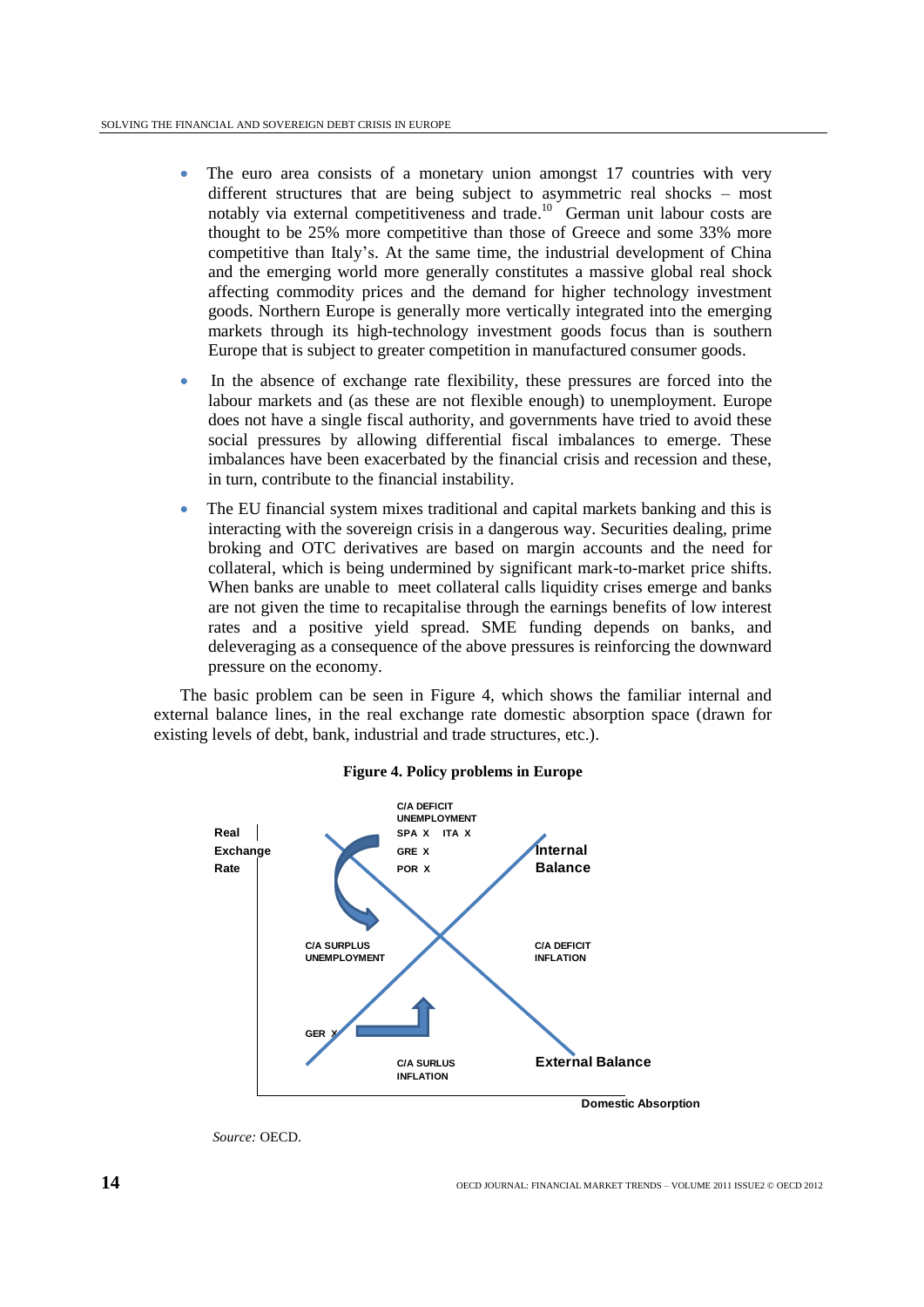- The euro area consists of a monetary union amongst 17 countries with very different structures that are being subject to asymmetric real shocks – most notably via external competitiveness and trade.[10] German unit labour costs are thought to be 25% more competitive than those of Greece and some 33% more competitive than Italy's. At the same time, the industrial development of China and the emerging world more generally constitutes a massive global real shock affecting commodity prices and the demand for higher technology investment goods. Northern Europe is generally more vertically integrated into the emerging markets through its high-technology investment goods focus than is southern Europe that is subject to greater competition in manufactured consumer goods.
- In the absence of exchange rate flexibility, these pressures are forced into the labour markets and (as these are not flexible enough) to unemployment. Europe does not have a single fiscal authority, and governments have tried to avoid these social pressures by allowing differential fiscal imbalances to emerge. These imbalances have been exacerbated by the financial crisis and recession and these, in turn, contribute to the financial instability.
- The EU financial system mixes traditional and capital markets banking and this is interacting with the sovereign crisis in a dangerous way. Securities dealing, prime broking and OTC derivatives are based on margin accounts and the need for collateral, which is being undermined by significant mark-to-market price shifts. When banks are unable to meet collateral calls liquidity crises emerge and banks are not given the time to recapitalise through the earnings benefits of low interest rates and a positive yield spread. SME funding depends on banks, and deleveraging as a consequence of the above pressures is reinforcing the downward pressure on the economy.

The basic problem can be seen in Figure 4, which shows the familiar internal and external balance lines, in the real exchange rate domestic absorption space (drawn for existing levels of debt, bank, industrial and trade structures, etc.).

**Figure 4. Policy problems in Europe**

Real Exchange Rate

C/A DEFICIT UNEMPLOYMENT
SPA X ITA X
GRE X
POR X

Internal Balance

C/A SURPLUS UNEMPLOYMENT

C/A DEFICIT INFLATION

GER X

C/A SURLUS INFLATION

External Balance

Domestic Absorption

*Source:* OECD.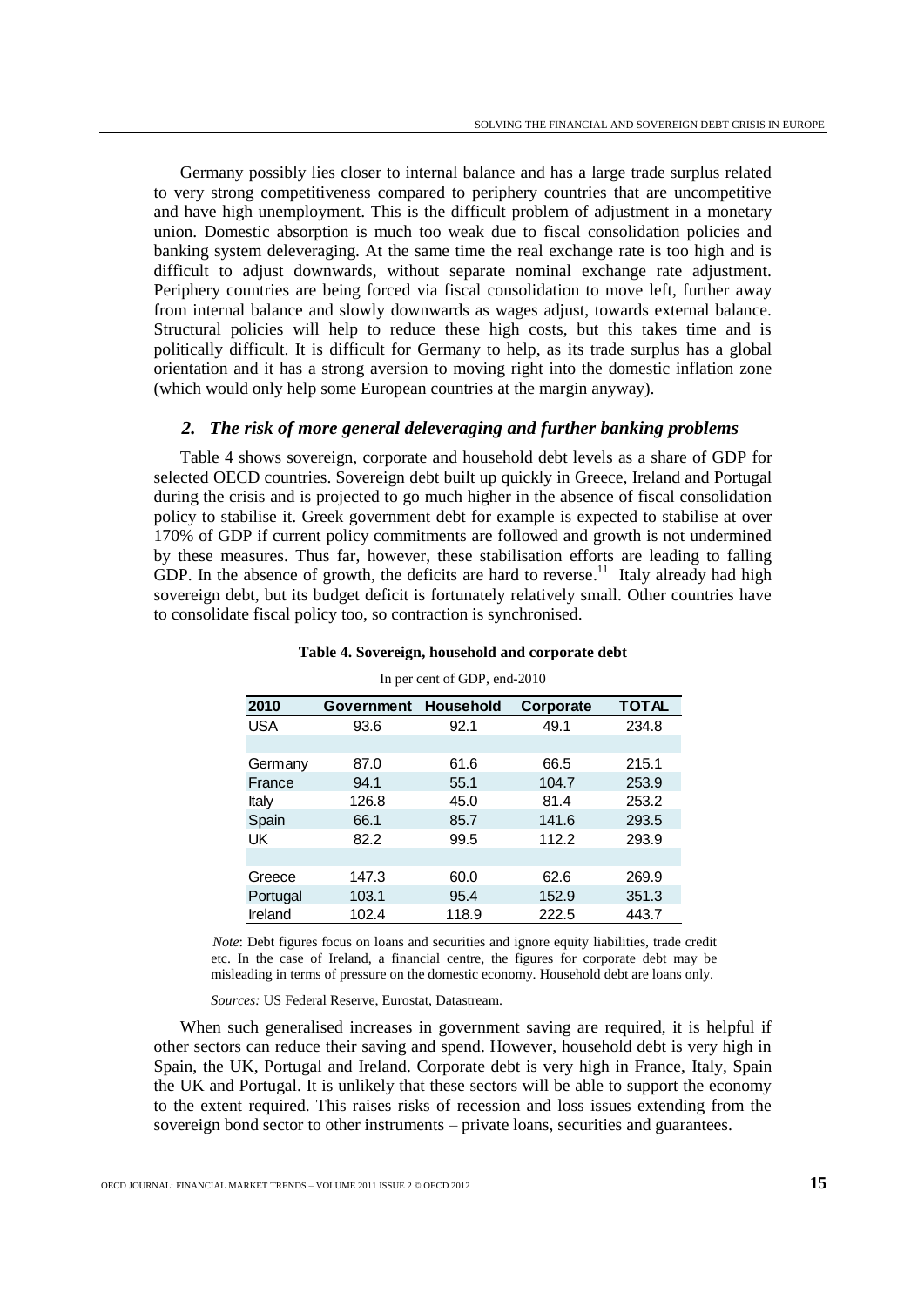Germany possibly lies closer to internal balance and has a large trade surplus related to very strong competitiveness compared to periphery countries that are uncompetitive and have high unemployment. This is the difficult problem of adjustment in a monetary union. Domestic absorption is much too weak due to fiscal consolidation policies and banking system deleveraging. At the same time the real exchange rate is too high and is difficult to adjust downwards, without separate nominal exchange rate adjustment. Periphery countries are being forced via fiscal consolidation to move left, further away from internal balance and slowly downwards as wages adjust, towards external balance. Structural policies will help to reduce these high costs, but this takes time and is politically difficult. It is difficult for Germany to help, as its trade surplus has a global orientation and it has a strong aversion to moving right into the domestic inflation zone (which would only help some European countries at the margin anyway).

### *2. The risk of more general deleveraging and further banking problems*

Table 4 shows sovereign, corporate and household debt levels as a share of GDP for selected OECD countries. Sovereign debt built up quickly in Greece, Ireland and Portugal during the crisis and is projected to go much higher in the absence of fiscal consolidation policy to stabilise it. Greek government debt for example is expected to stabilise at over 170% of GDP if current policy commitments are followed and growth is not undermined by these measures. Thus far, however, these stabilisation efforts are leading to falling GDP. In the absence of growth, the deficits are hard to reverse.[11] Italy already had high sovereign debt, but its budget deficit is fortunately relatively small. Other countries have to consolidate fiscal policy too, so contraction is synchronised.

**Table 4. Sovereign, household and corporate debt**

In per cent of GDP, end-2010

| 2010 | Government | Household | Corporate | TOTAL |
|---|---|---|---|---|
| USA | 93.6 | 92.1 | 49.1 | 234.8 |
| | | | | |
| Germany | 87.0 | 61.6 | 66.5 | 215.1 |
| France | 94.1 | 55.1 | 104.7 | 253.9 |
| Italy | 126.8 | 45.0 | 81.4 | 253.2 |
| Spain | 66.1 | 85.7 | 141.6 | 293.5 |
| UK | 82.2 | 99.5 | 112.2 | 293.9 |
| | | | | |
| Greece | 147.3 | 60.0 | 62.6 | 269.9 |
| Portugal | 103.1 | 95.4 | 152.9 | 351.3 |
| Ireland | 102.4 | 118.9 | 222.5 | 443.7 |

*Note*: Debt figures focus on loans and securities and ignore equity liabilities, trade credit etc. In the case of Ireland, a financial centre, the figures for corporate debt may be misleading in terms of pressure on the domestic economy. Household debt are loans only.

*Sources:* US Federal Reserve, Eurostat, Datastream.

When such generalised increases in government saving are required, it is helpful if other sectors can reduce their saving and spend. However, household debt is very high in Spain, the UK, Portugal and Ireland. Corporate debt is very high in France, Italy, Spain the UK and Portugal. It is unlikely that these sectors will be able to support the economy to the extent required. This raises risks of recession and loss issues extending from the sovereign bond sector to other instruments – private loans, securities and guarantees.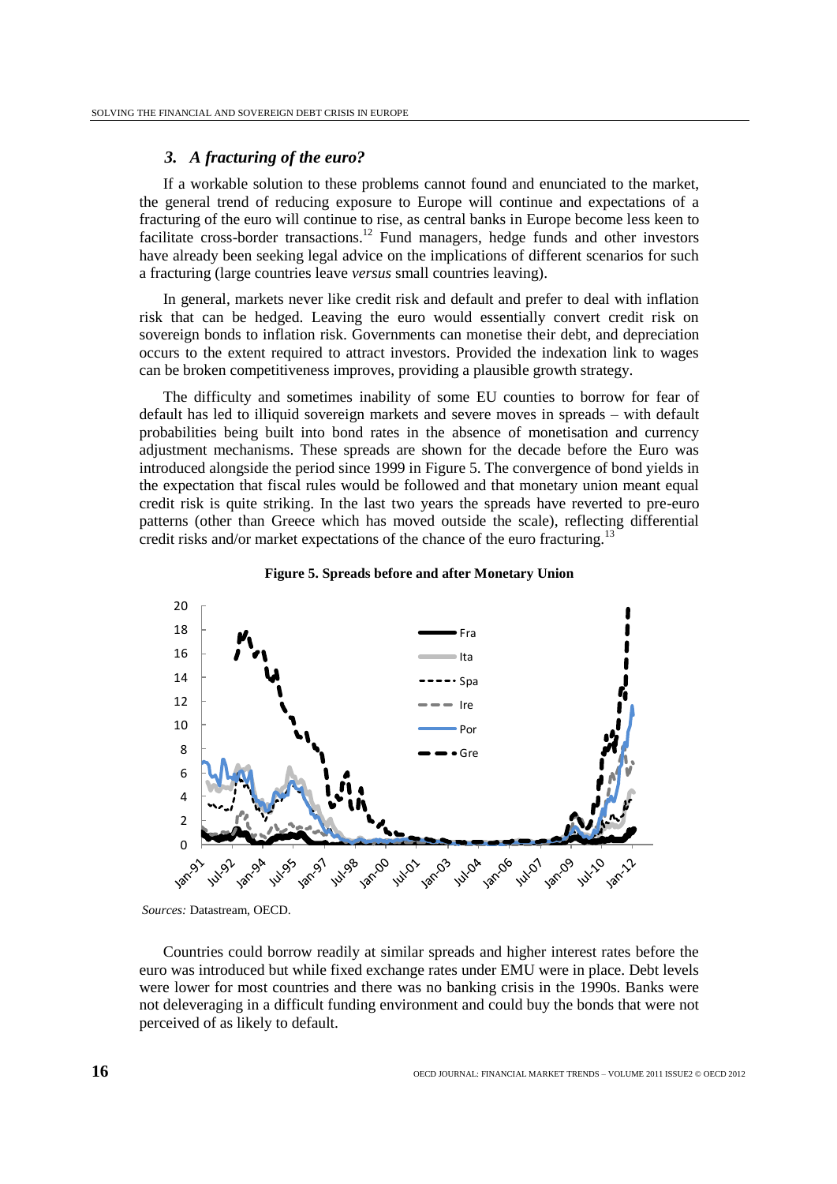### *3. A fracturing of the euro?*

If a workable solution to these problems cannot found and enunciated to the market, the general trend of reducing exposure to Europe will continue and expectations of a fracturing of the euro will continue to rise, as central banks in Europe become less keen to facilitate cross-border transactions.[12] Fund managers, hedge funds and other investors have already been seeking legal advice on the implications of different scenarios for such a fracturing (large countries leave *versus* small countries leaving).

In general, markets never like credit risk and default and prefer to deal with inflation risk that can be hedged. Leaving the euro would essentially convert credit risk on sovereign bonds to inflation risk. Governments can monetise their debt, and depreciation occurs to the extent required to attract investors. Provided the indexation link to wages can be broken competitiveness improves, providing a plausible growth strategy.

The difficulty and sometimes inability of some EU counties to borrow for fear of default has led to illiquid sovereign markets and severe moves in spreads – with default probabilities being built into bond rates in the absence of monetisation and currency adjustment mechanisms. These spreads are shown for the decade before the Euro was introduced alongside the period since 1999 in Figure 5. The convergence of bond yields in the expectation that fiscal rules would be followed and that monetary union meant equal credit risk is quite striking. In the last two years the spreads have reverted to pre-euro patterns (other than Greece which has moved outside the scale), reflecting differential credit risks and/or market expectations of the chance of the euro fracturing.[13]

**Figure 5. Spreads before and after Monetary Union**

*Sources:* Datastream, OECD.

Countries could borrow readily at similar spreads and higher interest rates before the euro was introduced but while fixed exchange rates under EMU were in place. Debt levels were lower for most countries and there was no banking crisis in the 1990s. Banks were not deleveraging in a difficult funding environment and could buy the bonds that were not perceived of as likely to default.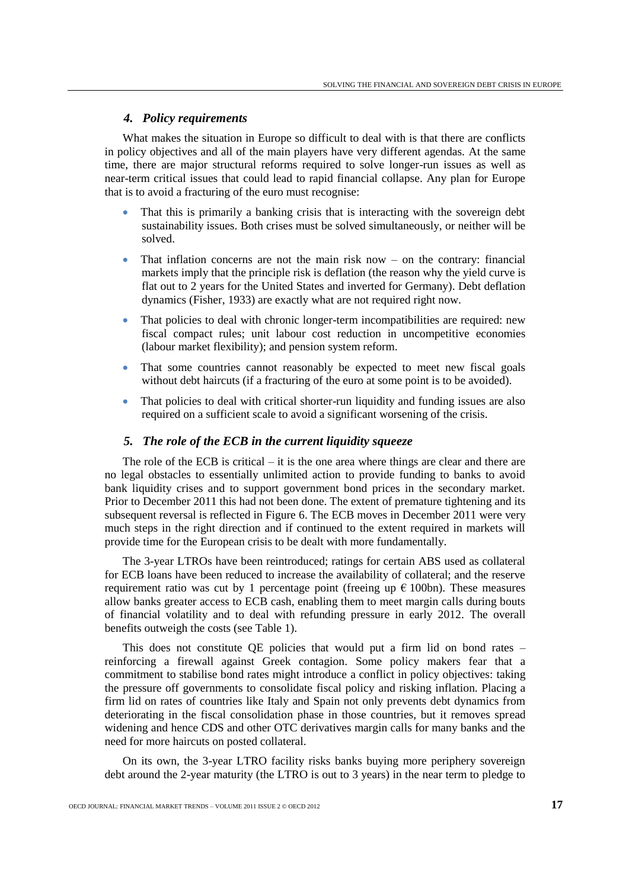### *4. Policy requirements*

What makes the situation in Europe so difficult to deal with is that there are conflicts in policy objectives and all of the main players have very different agendas. At the same time, there are major structural reforms required to solve longer-run issues as well as near-term critical issues that could lead to rapid financial collapse. Any plan for Europe that is to avoid a fracturing of the euro must recognise:

- That this is primarily a banking crisis that is interacting with the sovereign debt sustainability issues. Both crises must be solved simultaneously, or neither will be solved.
- That inflation concerns are not the main risk now – on the contrary: financial markets imply that the principle risk is deflation (the reason why the yield curve is flat out to 2 years for the United States and inverted for Germany). Debt deflation dynamics (Fisher, 1933) are exactly what are not required right now.
- That policies to deal with chronic longer-term incompatibilities are required: new fiscal compact rules; unit labour cost reduction in uncompetitive economies (labour market flexibility); and pension system reform.
- That some countries cannot reasonably be expected to meet new fiscal goals without debt haircuts (if a fracturing of the euro at some point is to be avoided).
- That policies to deal with critical shorter-run liquidity and funding issues are also required on a sufficient scale to avoid a significant worsening of the crisis.

### *5. The role of the ECB in the current liquidity squeeze*

The role of the ECB is critical – it is the one area where things are clear and there are no legal obstacles to essentially unlimited action to provide funding to banks to avoid bank liquidity crises and to support government bond prices in the secondary market. Prior to December 2011 this had not been done. The extent of premature tightening and its subsequent reversal is reflected in Figure 6. The ECB moves in December 2011 were very much steps in the right direction and if continued to the extent required in markets will provide time for the European crisis to be dealt with more fundamentally.

The 3-year LTROs have been reintroduced; ratings for certain ABS used as collateral for ECB loans have been reduced to increase the availability of collateral; and the reserve requirement ratio was cut by 1 percentage point (freeing up € 100bn). These measures allow banks greater access to ECB cash, enabling them to meet margin calls during bouts of financial volatility and to deal with refunding pressure in early 2012. The overall benefits outweigh the costs (see Table 1).

This does not constitute QE policies that would put a firm lid on bond rates – reinforcing a firewall against Greek contagion. Some policy makers fear that a commitment to stabilise bond rates might introduce a conflict in policy objectives: taking the pressure off governments to consolidate fiscal policy and risking inflation. Placing a firm lid on rates of countries like Italy and Spain not only prevents debt dynamics from deteriorating in the fiscal consolidation phase in those countries, but it removes spread widening and hence CDS and other OTC derivatives margin calls for many banks and the need for more haircuts on posted collateral.

On its own, the 3-year LTRO facility risks banks buying more periphery sovereign debt around the 2-year maturity (the LTRO is out to 3 years) in the near term to pledge to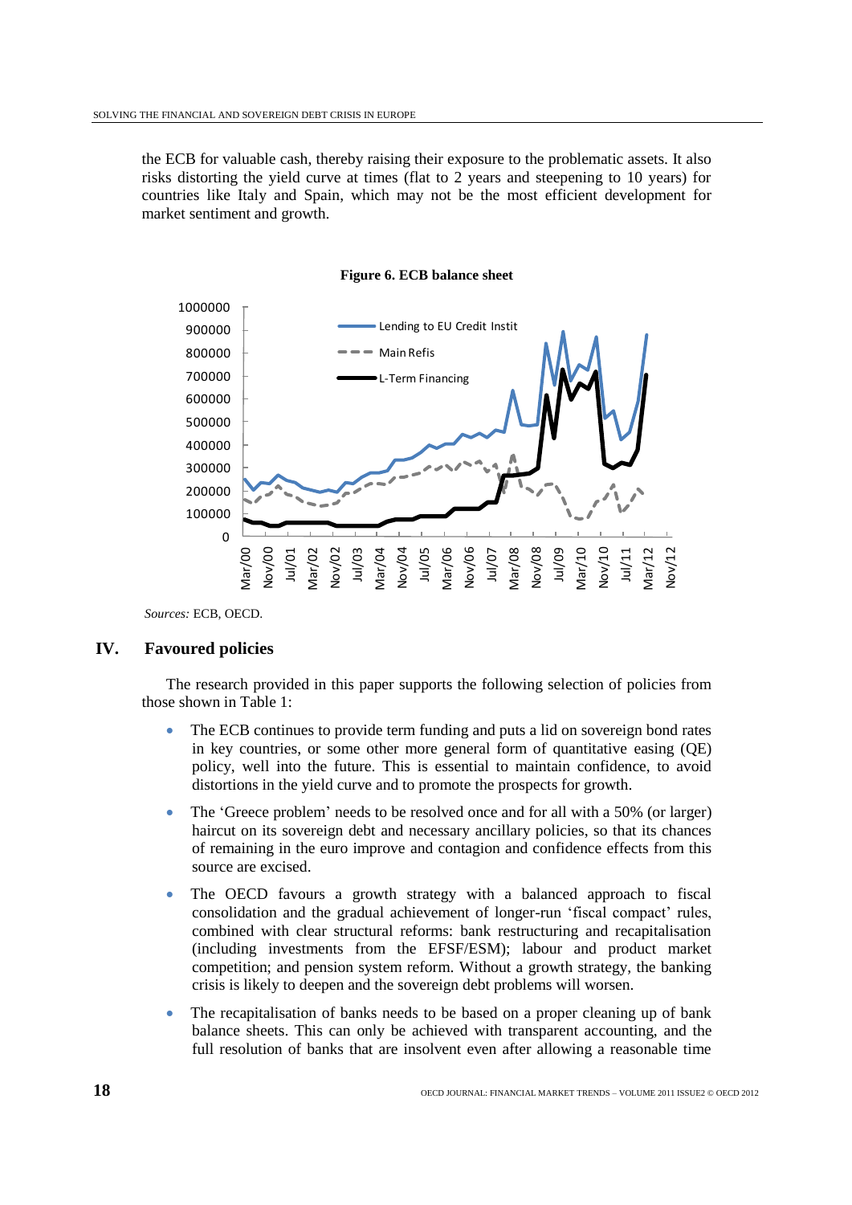the ECB for valuable cash, thereby raising their exposure to the problematic assets. It also risks distorting the yield curve at times (flat to 2 years and steepening to 10 years) for countries like Italy and Spain, which may not be the most efficient development for market sentiment and growth.

**Figure 6. ECB balance sheet**

*Sources:* ECB, OECD.

## IV. Favoured policies

The research provided in this paper supports the following selection of policies from those shown in Table 1:

- The ECB continues to provide term funding and puts a lid on sovereign bond rates in key countries, or some other more general form of quantitative easing (QE) policy, well into the future. This is essential to maintain confidence, to avoid distortions in the yield curve and to promote the prospects for growth.
- The 'Greece problem' needs to be resolved once and for all with a 50% (or larger) haircut on its sovereign debt and necessary ancillary policies, so that its chances of remaining in the euro improve and contagion and confidence effects from this source are excised.
- The OECD favours a growth strategy with a balanced approach to fiscal consolidation and the gradual achievement of longer-run 'fiscal compact' rules, combined with clear structural reforms: bank restructuring and recapitalisation (including investments from the EFSF/ESM); labour and product market competition; and pension system reform. Without a growth strategy, the banking crisis is likely to deepen and the sovereign debt problems will worsen.
- The recapitalisation of banks needs to be based on a proper cleaning up of bank balance sheets. This can only be achieved with transparent accounting, and the full resolution of banks that are insolvent even after allowing a reasonable time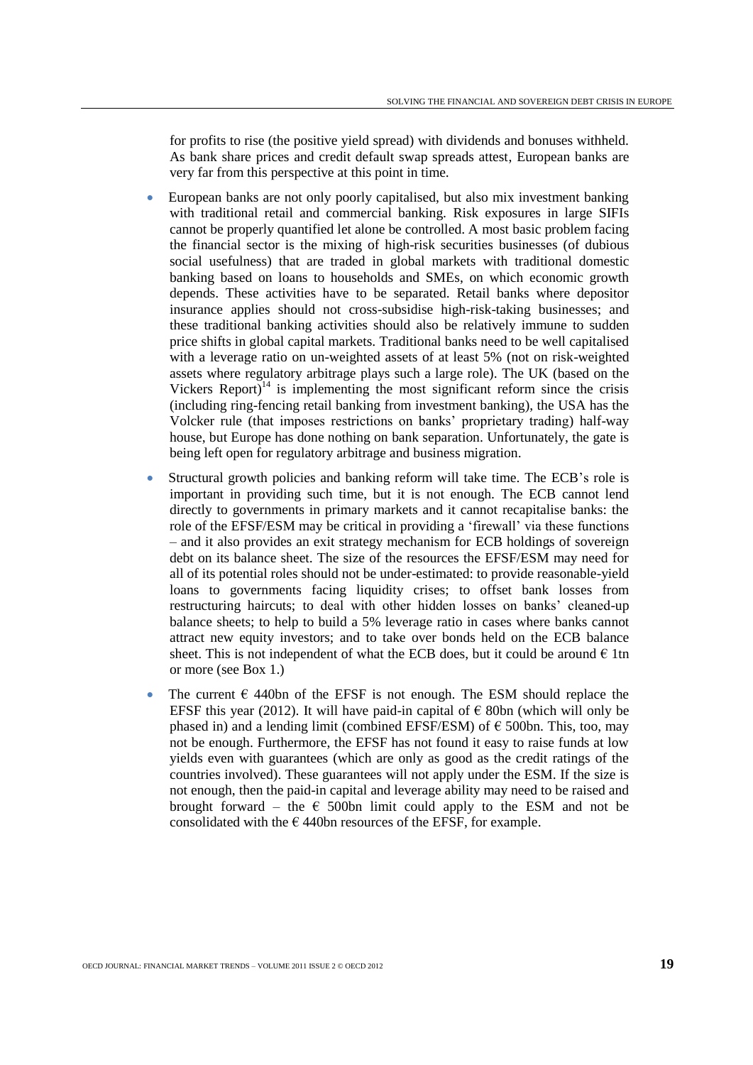for profits to rise (the positive yield spread) with dividends and bonuses withheld. As bank share prices and credit default swap spreads attest, European banks are very far from this perspective at this point in time.

- European banks are not only poorly capitalised, but also mix investment banking with traditional retail and commercial banking. Risk exposures in large SIFIs cannot be properly quantified let alone be controlled. A most basic problem facing the financial sector is the mixing of high-risk securities businesses (of dubious social usefulness) that are traded in global markets with traditional domestic banking based on loans to households and SMEs, on which economic growth depends. These activities have to be separated. Retail banks where depositor insurance applies should not cross-subsidise high-risk-taking businesses; and these traditional banking activities should also be relatively immune to sudden price shifts in global capital markets. Traditional banks need to be well capitalised with a leverage ratio on un-weighted assets of at least 5% (not on risk-weighted assets where regulatory arbitrage plays such a large role). The UK (based on the Vickers Report)[14] is implementing the most significant reform since the crisis (including ring-fencing retail banking from investment banking), the USA has the Volcker rule (that imposes restrictions on banks' proprietary trading) half-way house, but Europe has done nothing on bank separation. Unfortunately, the gate is being left open for regulatory arbitrage and business migration.
- Structural growth policies and banking reform will take time. The ECB's role is important in providing such time, but it is not enough. The ECB cannot lend directly to governments in primary markets and it cannot recapitalise banks: the role of the EFSF/ESM may be critical in providing a 'firewall' via these functions – and it also provides an exit strategy mechanism for ECB holdings of sovereign debt on its balance sheet. The size of the resources the EFSF/ESM may need for all of its potential roles should not be under-estimated: to provide reasonable-yield loans to governments facing liquidity crises; to offset bank losses from restructuring haircuts; to deal with other hidden losses on banks' cleaned-up balance sheets; to help to build a 5% leverage ratio in cases where banks cannot attract new equity investors; and to take over bonds held on the ECB balance sheet. This is not independent of what the ECB does, but it could be around € 1tn or more (see Box 1.)
- The current € 440bn of the EFSF is not enough. The ESM should replace the EFSF this year (2012). It will have paid-in capital of € 80bn (which will only be phased in) and a lending limit (combined EFSF/ESM) of € 500bn. This, too, may not be enough. Furthermore, the EFSF has not found it easy to raise funds at low yields even with guarantees (which are only as good as the credit ratings of the countries involved). These guarantees will not apply under the ESM. If the size is not enough, then the paid-in capital and leverage ability may need to be raised and brought forward – the € 500bn limit could apply to the ESM and not be consolidated with the € 440bn resources of the EFSF, for example.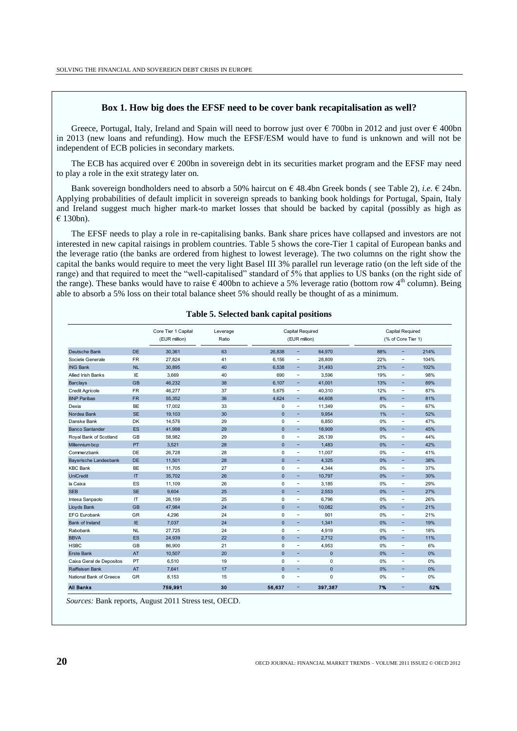### Box 1. How big does the EFSF need to be cover bank recapitalisation as well?

Greece, Portugal, Italy, Ireland and Spain will need to borrow just over € 700bn in 2012 and just over € 400bn in 2013 (new loans and refunding). How much the EFSF/ESM would have to fund is unknown and will not be independent of ECB policies in secondary markets.

The ECB has acquired over € 200bn in sovereign debt in its securities market program and the EFSF may need to play a role in the exit strategy later on.

Bank sovereign bondholders need to absorb a 50% haircut on € 48.4bn Greek bonds ( see Table 2), *i.e.* € 24bn. Applying probabilities of default implicit in sovereign spreads to banking book holdings for Portugal, Spain, Italy and Ireland suggest much higher mark-to market losses that should be backed by capital (possibly as high as € 130bn).

The EFSF needs to play a role in re-capitalising banks. Bank share prices have collapsed and investors are not interested in new capital raisings in problem countries. Table 5 shows the core-Tier 1 capital of European banks and the leverage ratio (the banks are ordered from highest to lowest leverage). The two columns on the right show the capital the banks would require to meet the very light Basel III 3% parallel run leverage ratio (on the left side of the range) and that required to meet the "well-capitalised" standard of 5% that applies to US banks (on the right side of the range). These banks would have to raise € 400bn to achieve a 5% leverage ratio (bottom row 4th column). Being able to absorb a 5% loss on their total balance sheet 5% should really be thought of as a minimum.

**Table 5. Selected bank capital positions**

| | | Core Tier 1 Capital (EUR million) | Leverage Ratio | Capital Required (EUR million) | | | Capital Required (% of Core Tier 1) | | |
|---|---|---|---|---|---|---|---|---|---|
| Deutsche Bank | DE | 30,361 | 63 | 26,838 | – | 64,970 | 88% | – | 214% |
| Societe Generale | FR | 27,824 | 41 | 6,156 | – | 28,809 | 22% | – | 104% |
| ING Bank | NL | 30,895 | 40 | 6,538 | – | 31,493 | 21% | – | 102% |
| Allied Irish Banks | IE | 3,669 | 40 | 690 | – | 3,596 | 19% | – | 98% |
| Barclays | GB | 46,232 | 38 | 6,107 | – | 41,001 | 13% | – | 89% |
| Credit Agricole | FR | 46,277 | 37 | 5,675 | – | 40,310 | 12% | – | 87% |
| BNP Paribas | FR | 55,352 | 36 | 4,624 | – | 44,608 | 8% | – | 81% |
| Dexia | BE | 17,002 | 33 | 0 | – | 11,349 | 0% | – | 67% |
| Nordea Bank | SE | 19,103 | 30 | 0 | – | 9,954 | 1% | – | 52% |
| Danske Bank | DK | 14,576 | 29 | 0 | – | 6,850 | 0% | – | 47% |
| Banco Santander | ES | 41,998 | 29 | 0 | – | 18,909 | 0% | – | 45% |
| Royal Bank of Scotland | GB | 58,982 | 29 | 0 | – | 26,139 | 0% | – | 44% |
| Millennium bcp | PT | 3,521 | 28 | 0 | – | 1,483 | 0% | – | 42% |
| Commerzbank | DE | 26,728 | 28 | 0 | – | 11,007 | 0% | – | 41% |
| Bayerische Landesbank | DE | 11,501 | 28 | 0 | – | 4,325 | 0% | – | 38% |
| KBC Bank | BE | 11,705 | 27 | 0 | – | 4,344 | 0% | – | 37% |
| UniCredit | IT | 35,702 | 26 | 0 | – | 10,797 | 0% | – | 30% |
| la Caixa | ES | 11,109 | 26 | 0 | – | 3,185 | 0% | – | 29% |
| SEB | SE | 9,604 | 25 | 0 | – | 2,553 | 0% | – | 27% |
| Intesa Sanpaolo | IT | 26,159 | 25 | 0 | – | 6,796 | 0% | – | 26% |
| Lloyds Bank | GB | 47,984 | 24 | 0 | – | 10,082 | 0% | – | 21% |
| EFG Eurobank | GR | 4,296 | 24 | 0 | – | 901 | 0% | – | 21% |
| Bank of Ireland | IE | 7,037 | 24 | 0 | – | 1,341 | 0% | – | 19% |
| Rabobank | NL | 27,725 | 24 | 0 | – | 4,919 | 0% | – | 18% |
| BBVA | ES | 24,939 | 22 | 0 | – | 2,712 | 0% | – | 11% |
| HSBC | GB | 86,900 | 21 | 0 | – | 4,953 | 0% | – | 6% |
| Erste Bank | AT | 10,507 | 20 | 0 | – | 0 | 0% | – | 0% |
| Caixa Geral de Depositos | PT | 6,510 | 19 | 0 | – | 0 | 0% | – | 0% |
| Raiffeisen Bank | AT | 7,641 | 17 | 0 | – | 0 | 0% | – | 0% |
| National Bank of Greece | GR | 8,153 | 15 | 0 | – | 0 | 0% | – | 0% |
| **All Banks** | | **759,991** | **30** | **56,637** | – | **397,387** | **7%** | – | **52%** |

*Sources:* Bank reports, August 2011 Stress test, OECD.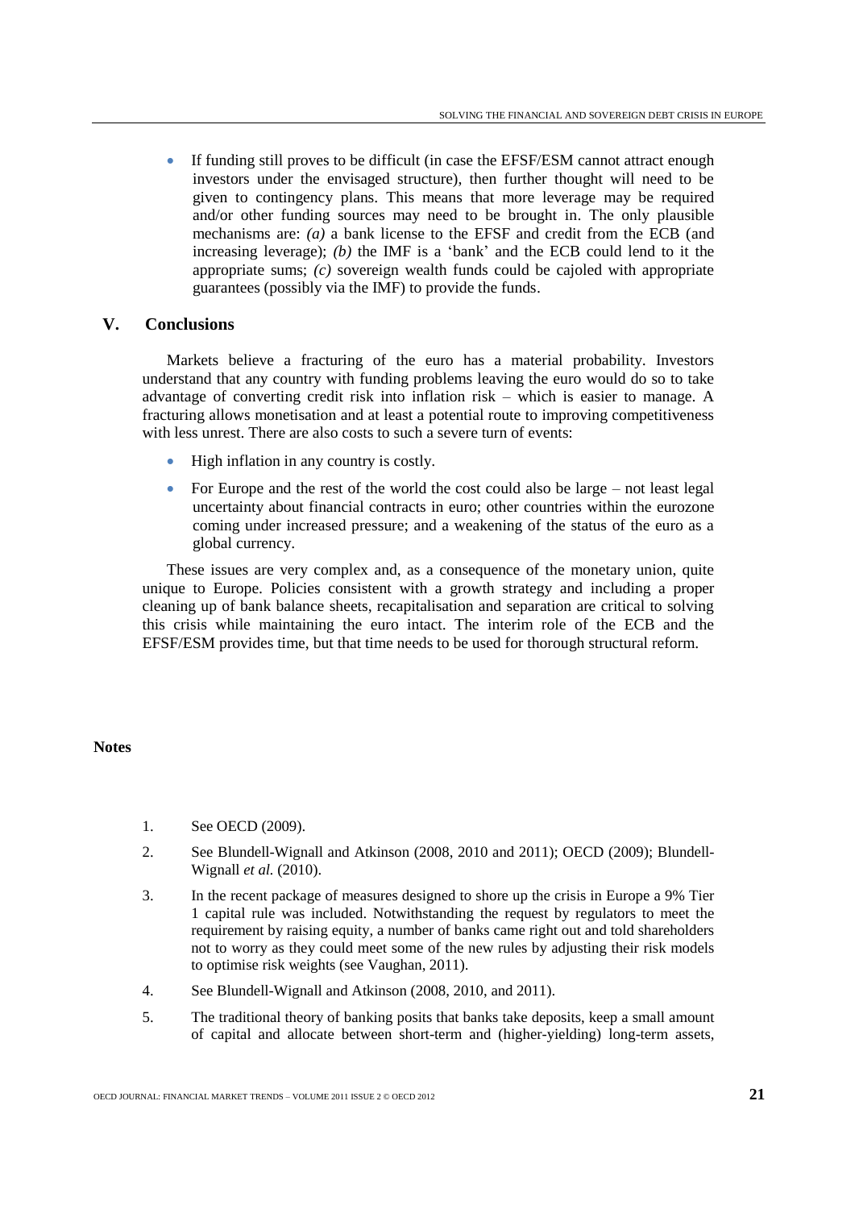- If funding still proves to be difficult (in case the EFSF/ESM cannot attract enough investors under the envisaged structure), then further thought will need to be given to contingency plans. This means that more leverage may be required and/or other funding sources may need to be brought in. The only plausible mechanisms are: *(a)* a bank license to the EFSF and credit from the ECB (and increasing leverage); *(b)* the IMF is a 'bank' and the ECB could lend to it the appropriate sums; *(c)* sovereign wealth funds could be cajoled with appropriate guarantees (possibly via the IMF) to provide the funds.

## V. Conclusions

Markets believe a fracturing of the euro has a material probability. Investors understand that any country with funding problems leaving the euro would do so to take advantage of converting credit risk into inflation risk – which is easier to manage. A fracturing allows monetisation and at least a potential route to improving competitiveness with less unrest. There are also costs to such a severe turn of events:

- High inflation in any country is costly.
- For Europe and the rest of the world the cost could also be large – not least legal uncertainty about financial contracts in euro; other countries within the eurozone coming under increased pressure; and a weakening of the status of the euro as a global currency.

These issues are very complex and, as a consequence of the monetary union, quite unique to Europe. Policies consistent with a growth strategy and including a proper cleaning up of bank balance sheets, recapitalisation and separation are critical to solving this crisis while maintaining the euro intact. The interim role of the ECB and the EFSF/ESM provides time, but that time needs to be used for thorough structural reform.

## Notes

1. See OECD (2009).
2. See Blundell-Wignall and Atkinson (2008, 2010 and 2011); OECD (2009); Blundell-Wignall *et al.* (2010).
3. In the recent package of measures designed to shore up the crisis in Europe a 9% Tier 1 capital rule was included. Notwithstanding the request by regulators to meet the requirement by raising equity, a number of banks came right out and told shareholders not to worry as they could meet some of the new rules by adjusting their risk models to optimise risk weights (see Vaughan, 2011).
4. See Blundell-Wignall and Atkinson (2008, 2010, and 2011).
5. The traditional theory of banking posits that banks take deposits, keep a small amount of capital and allocate between short-term and (higher-yielding) long-term assets,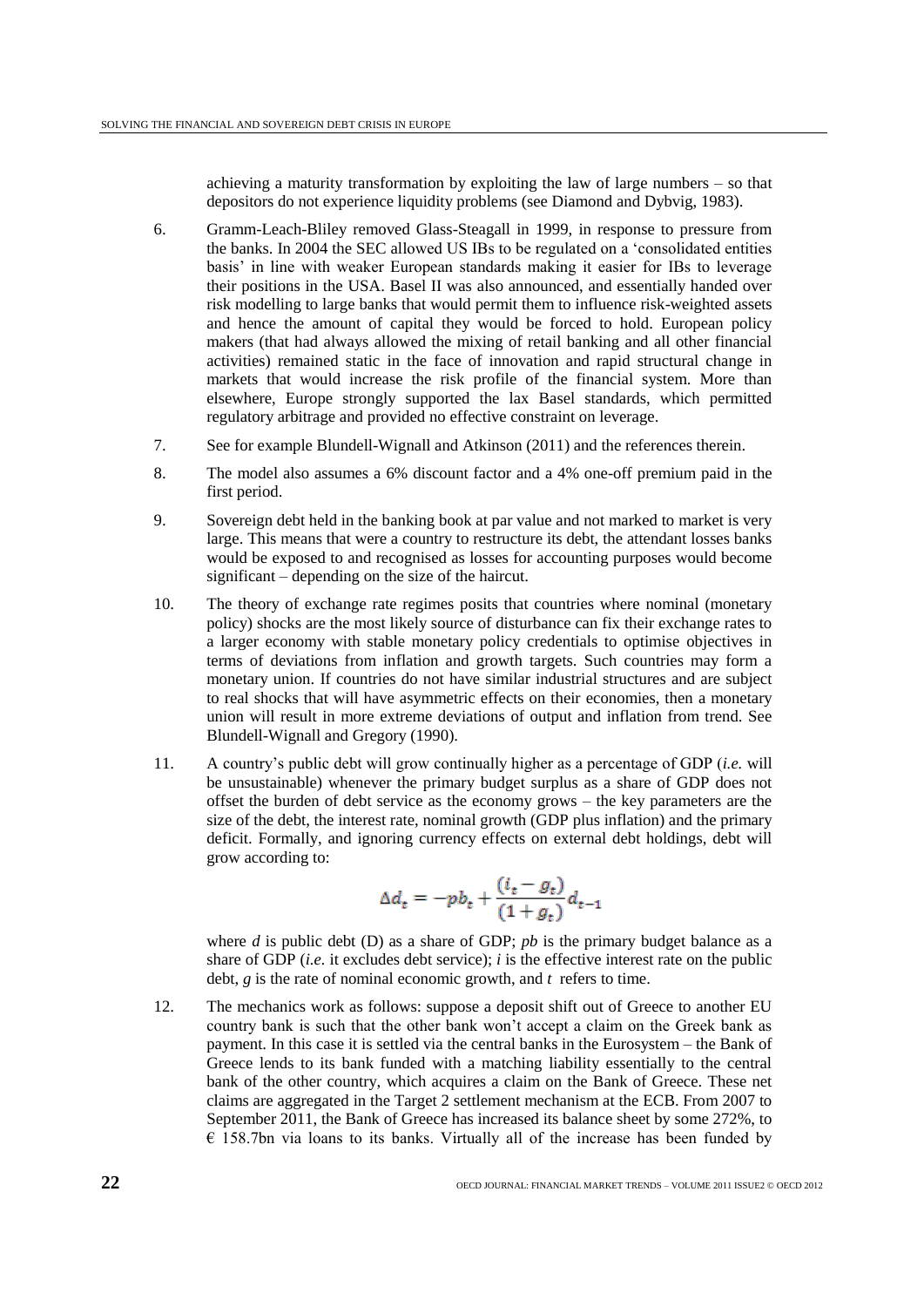achieving a maturity transformation by exploiting the law of large numbers – so that depositors do not experience liquidity problems (see Diamond and Dybvig, 1983).

6. Gramm-Leach-Bliley removed Glass-Steagall in 1999, in response to pressure from the banks. In 2004 the SEC allowed US IBs to be regulated on a 'consolidated entities basis' in line with weaker European standards making it easier for IBs to leverage their positions in the USA. Basel II was also announced, and essentially handed over risk modelling to large banks that would permit them to influence risk-weighted assets and hence the amount of capital they would be forced to hold. European policy makers (that had always allowed the mixing of retail banking and all other financial activities) remained static in the face of innovation and rapid structural change in markets that would increase the risk profile of the financial system. More than elsewhere, Europe strongly supported the lax Basel standards, which permitted regulatory arbitrage and provided no effective constraint on leverage.

7. See for example Blundell-Wignall and Atkinson (2011) and the references therein.

8. The model also assumes a 6% discount factor and a 4% one-off premium paid in the first period.

9. Sovereign debt held in the banking book at par value and not marked to market is very large. This means that were a country to restructure its debt, the attendant losses banks would be exposed to and recognised as losses for accounting purposes would become significant – depending on the size of the haircut.

10. The theory of exchange rate regimes posits that countries where nominal (monetary policy) shocks are the most likely source of disturbance can fix their exchange rates to a larger economy with stable monetary policy credentials to optimise objectives in terms of deviations from inflation and growth targets. Such countries may form a monetary union. If countries do not have similar industrial structures and are subject to real shocks that will have asymmetric effects on their economies, then a monetary union will result in more extreme deviations of output and inflation from trend. See Blundell-Wignall and Gregory (1990).

11. A country's public debt will grow continually higher as a percentage of GDP (*i.e.* will be unsustainable) whenever the primary budget surplus as a share of GDP does not offset the burden of debt service as the economy grows – the key parameters are the size of the debt, the interest rate, nominal growth (GDP plus inflation) and the primary deficit. Formally, and ignoring currency effects on external debt holdings, debt will grow according to:

$$\Delta d_t = -pb_t + \frac{(i_t - g_t)}{(1 + g_t)} d_{t-1}$$

where $d$ is public debt (D) as a share of GDP; $pb$ is the primary budget balance as a share of GDP (*i.e.* it excludes debt service); $i$ is the effective interest rate on the public debt, $g$ is the rate of nominal economic growth, and $t$ refers to time.

12. The mechanics work as follows: suppose a deposit shift out of Greece to another EU country bank is such that the other bank won't accept a claim on the Greek bank as payment. In this case it is settled via the central banks in the Eurosystem – the Bank of Greece lends to its bank funded with a matching liability essentially to the central bank of the other country, which acquires a claim on the Bank of Greece. These net claims are aggregated in the Target 2 settlement mechanism at the ECB. From 2007 to September 2011, the Bank of Greece has increased its balance sheet by some 272%, to € 158.7bn via loans to its banks. Virtually all of the increase has been funded by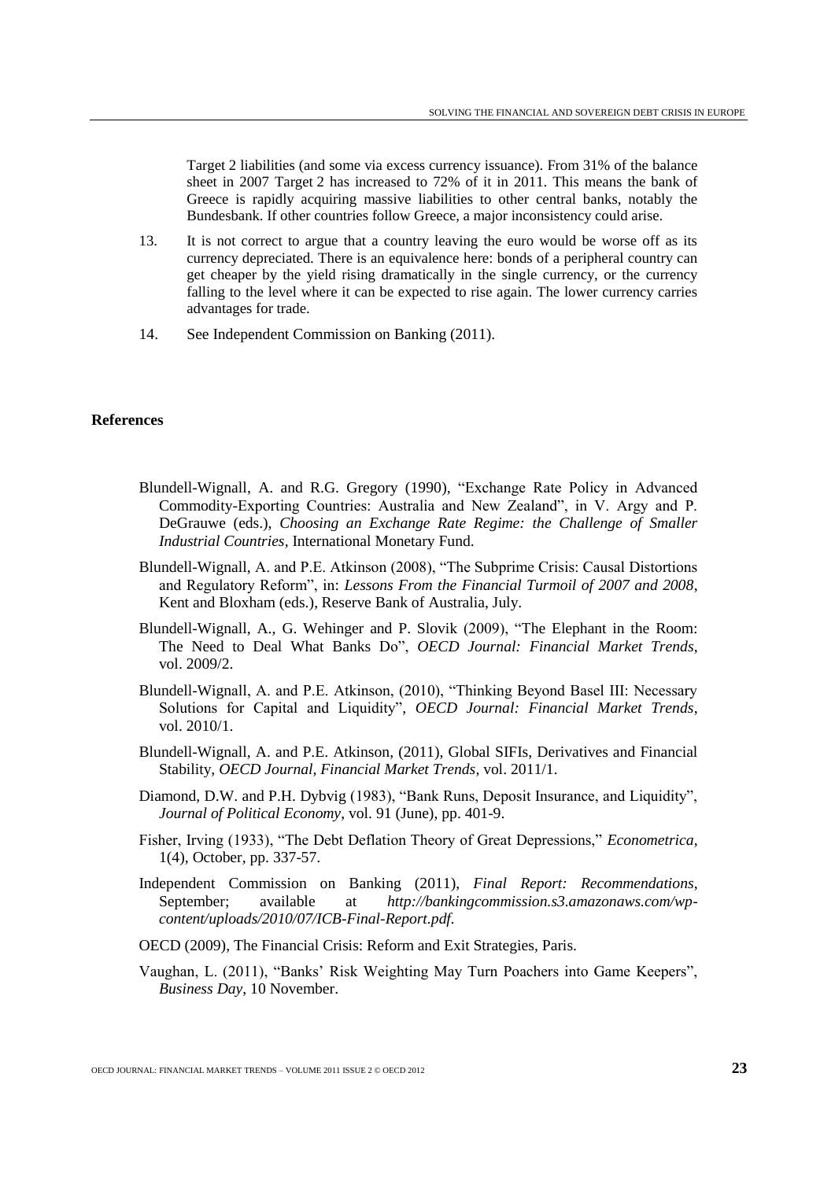Target 2 liabilities (and some via excess currency issuance). From 31% of the balance sheet in 2007 Target 2 has increased to 72% of it in 2011. This means the bank of Greece is rapidly acquiring massive liabilities to other central banks, notably the Bundesbank. If other countries follow Greece, a major inconsistency could arise.

13. It is not correct to argue that a country leaving the euro would be worse off as its currency depreciated. There is an equivalence here: bonds of a peripheral country can get cheaper by the yield rising dramatically in the single currency, or the currency falling to the level where it can be expected to rise again. The lower currency carries advantages for trade.

14. See Independent Commission on Banking (2011).

## References

Blundell-Wignall, A. and R.G. Gregory (1990), "Exchange Rate Policy in Advanced Commodity-Exporting Countries: Australia and New Zealand", in V. Argy and P. DeGrauwe (eds.), *Choosing an Exchange Rate Regime: the Challenge of Smaller Industrial Countries*, International Monetary Fund.

Blundell-Wignall, A. and P.E. Atkinson (2008), "The Subprime Crisis: Causal Distortions and Regulatory Reform", in: *Lessons From the Financial Turmoil of 2007 and 2008*, Kent and Bloxham (eds.), Reserve Bank of Australia, July.

Blundell-Wignall, A., G. Wehinger and P. Slovik (2009), "The Elephant in the Room: The Need to Deal What Banks Do", *OECD Journal: Financial Market Trends*, vol. 2009/2.

Blundell-Wignall, A. and P.E. Atkinson, (2010), "Thinking Beyond Basel III: Necessary Solutions for Capital and Liquidity", *OECD Journal: Financial Market Trends*, vol. 2010/1.

Blundell-Wignall, A. and P.E. Atkinson, (2011), Global SIFIs, Derivatives and Financial Stability, *OECD Journal, Financial Market Trends*, vol. 2011/1.

Diamond, D.W. and P.H. Dybvig (1983), "Bank Runs, Deposit Insurance, and Liquidity", *Journal of Political Economy*, vol. 91 (June), pp. 401-9.

Fisher, Irving (1933), "The Debt Deflation Theory of Great Depressions," *Econometrica*, 1(4), October, pp. 337-57.

Independent Commission on Banking (2011), *Final Report: Recommendations*, September; available at *http://bankingcommission.s3.amazonaws.com/wp-content/uploads/2010/07/ICB-Final-Report.pdf.*

OECD (2009), The Financial Crisis: Reform and Exit Strategies, Paris.

Vaughan, L. (2011), "Banks' Risk Weighting May Turn Poachers into Game Keepers", *Business Day*, 10 November.